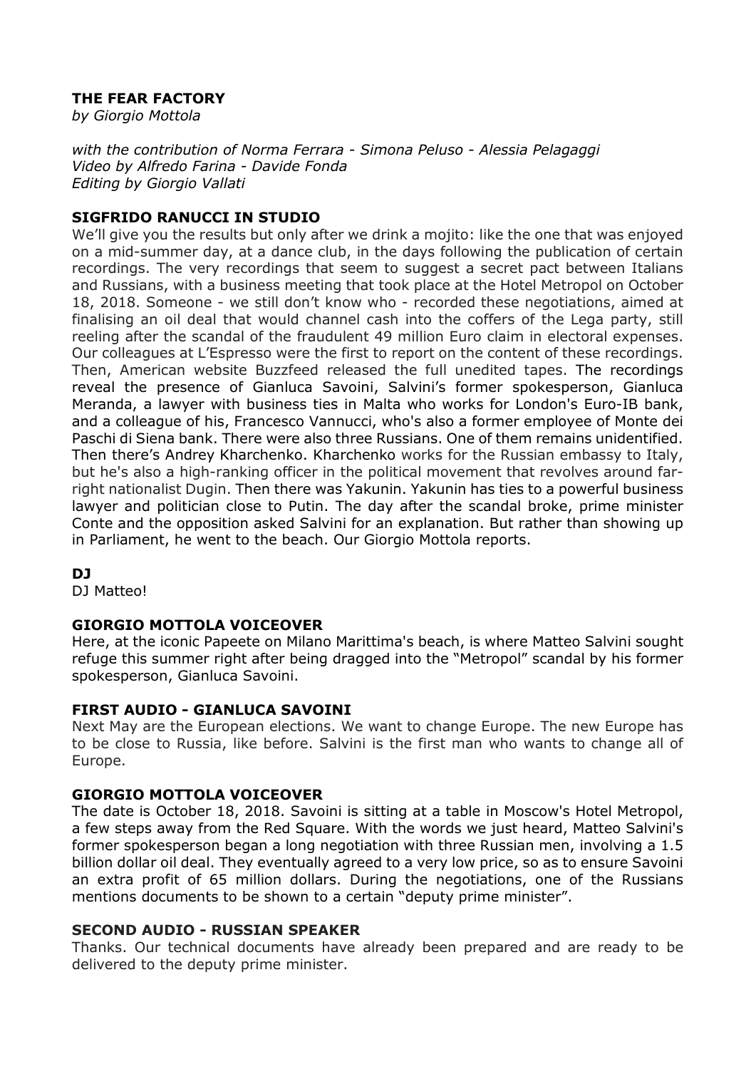# THE FEAR FACTORY

*by Giorgio Mottola*

*with the contribution of Norma Ferrara - Simona Peluso - Alessia Pelagaggi*
*Video by Alfredo Farina - Davide Fonda*
*Editing by Giorgio Vallati*

**SIGFRIDO RANUCCI IN STUDIO**

We'll give you the results but only after we drink a mojito: like the one that was enjoyed on a mid-summer day, at a dance club, in the days following the publication of certain recordings. The very recordings that seem to suggest a secret pact between Italians and Russians, with a business meeting that took place at the Hotel Metropol on October 18, 2018. Someone - we still don't know who - recorded these negotiations, aimed at finalising an oil deal that would channel cash into the coffers of the Lega party, still reeling after the scandal of the fraudulent 49 million Euro claim in electoral expenses. Our colleagues at L'Espresso were the first to report on the content of these recordings. Then, American website Buzzfeed released the full unedited tapes. The recordings reveal the presence of Gianluca Savoini, Salvini's former spokesperson, Gianluca Meranda, a lawyer with business ties in Malta who works for London's Euro-IB bank, and a colleague of his, Francesco Vannucci, who's also a former employee of Monte dei Paschi di Siena bank. There were also three Russians. One of them remains unidentified. Then there's Andrey Kharchenko. Kharchenko works for the Russian embassy to Italy, but he's also a high-ranking officer in the political movement that revolves around far-right nationalist Dugin. Then there was Yakunin. Yakunin has ties to a powerful business lawyer and politician close to Putin. The day after the scandal broke, prime minister Conte and the opposition asked Salvini for an explanation. But rather than showing up in Parliament, he went to the beach. Our Giorgio Mottola reports.

**DJ**

DJ Matteo!

**GIORGIO MOTTOLA VOICEOVER**

Here, at the iconic Papeete on Milano Marittima's beach, is where Matteo Salvini sought refuge this summer right after being dragged into the "Metropol" scandal by his former spokesperson, Gianluca Savoini.

**FIRST AUDIO - GIANLUCA SAVOINI**

Next May are the European elections. We want to change Europe. The new Europe has to be close to Russia, like before. Salvini is the first man who wants to change all of Europe.

**GIORGIO MOTTOLA VOICEOVER**

The date is October 18, 2018. Savoini is sitting at a table in Moscow's Hotel Metropol, a few steps away from the Red Square. With the words we just heard, Matteo Salvini's former spokesperson began a long negotiation with three Russian men, involving a 1.5 billion dollar oil deal. They eventually agreed to a very low price, so as to ensure Savoini an extra profit of 65 million dollars. During the negotiations, one of the Russians mentions documents to be shown to a certain "deputy prime minister".

**SECOND AUDIO - RUSSIAN SPEAKER**

Thanks. Our technical documents have already been prepared and are ready to be delivered to the deputy prime minister.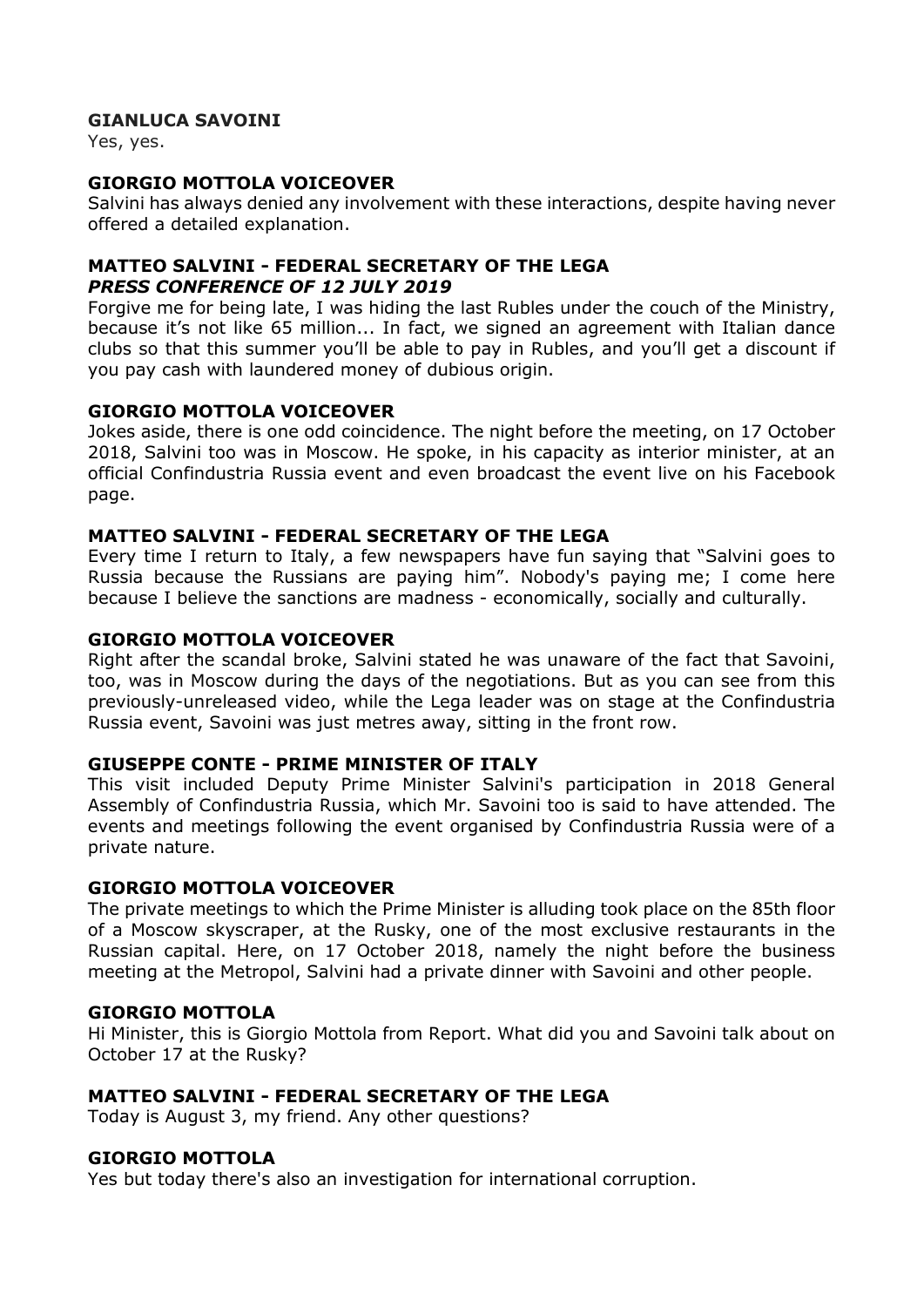**GIANLUCA SAVOINI**
Yes, yes.

**GIORGIO MOTTOLA VOICEOVER**
Salvini has always denied any involvement with these interactions, despite having never offered a detailed explanation.

**MATTEO SALVINI - FEDERAL SECRETARY OF THE LEGA**
***PRESS CONFERENCE OF 12 JULY 2019***
Forgive me for being late, I was hiding the last Rubles under the couch of the Ministry, because it's not like 65 million... In fact, we signed an agreement with Italian dance clubs so that this summer you'll be able to pay in Rubles, and you'll get a discount if you pay cash with laundered money of dubious origin.

**GIORGIO MOTTOLA VOICEOVER**
Jokes aside, there is one odd coincidence. The night before the meeting, on 17 October 2018, Salvini too was in Moscow. He spoke, in his capacity as interior minister, at an official Confindustria Russia event and even broadcast the event live on his Facebook page.

**MATTEO SALVINI - FEDERAL SECRETARY OF THE LEGA**
Every time I return to Italy, a few newspapers have fun saying that "Salvini goes to Russia because the Russians are paying him". Nobody's paying me; I come here because I believe the sanctions are madness - economically, socially and culturally.

**GIORGIO MOTTOLA VOICEOVER**
Right after the scandal broke, Salvini stated he was unaware of the fact that Savoini, too, was in Moscow during the days of the negotiations. But as you can see from this previously-unreleased video, while the Lega leader was on stage at the Confindustria Russia event, Savoini was just metres away, sitting in the front row.

**GIUSEPPE CONTE - PRIME MINISTER OF ITALY**
This visit included Deputy Prime Minister Salvini's participation in 2018 General Assembly of Confindustria Russia, which Mr. Savoini too is said to have attended. The events and meetings following the event organised by Confindustria Russia were of a private nature.

**GIORGIO MOTTOLA VOICEOVER**
The private meetings to which the Prime Minister is alluding took place on the 85th floor of a Moscow skyscraper, at the Rusky, one of the most exclusive restaurants in the Russian capital. Here, on 17 October 2018, namely the night before the business meeting at the Metropol, Salvini had a private dinner with Savoini and other people.

**GIORGIO MOTTOLA**
Hi Minister, this is Giorgio Mottola from Report. What did you and Savoini talk about on October 17 at the Rusky?

**MATTEO SALVINI - FEDERAL SECRETARY OF THE LEGA**
Today is August 3, my friend. Any other questions?

**GIORGIO MOTTOLA**
Yes but today there's also an investigation for international corruption.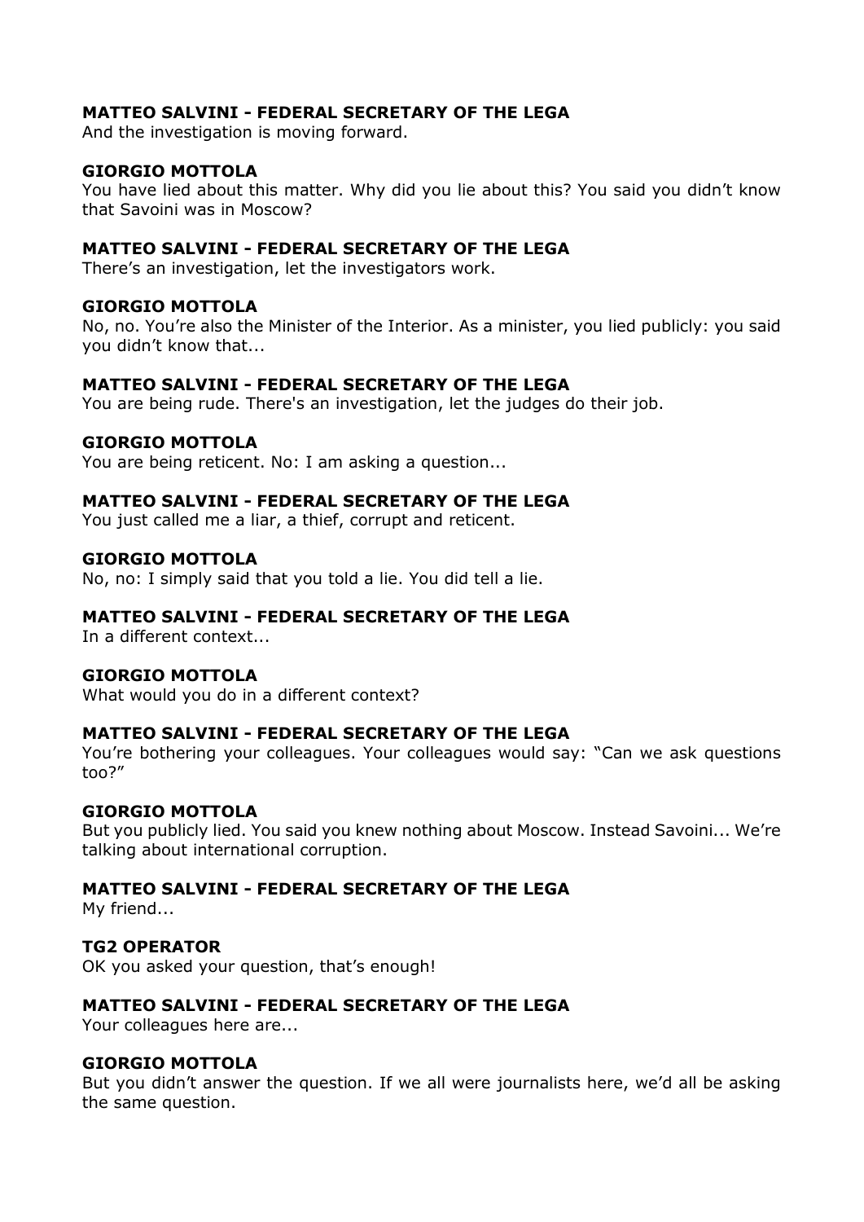**MATTEO SALVINI - FEDERAL SECRETARY OF THE LEGA**
And the investigation is moving forward.

**GIORGIO MOTTOLA**
You have lied about this matter. Why did you lie about this? You said you didn't know that Savoini was in Moscow?

**MATTEO SALVINI - FEDERAL SECRETARY OF THE LEGA**
There's an investigation, let the investigators work.

**GIORGIO MOTTOLA**
No, no. You're also the Minister of the Interior. As a minister, you lied publicly: you said you didn't know that...

**MATTEO SALVINI - FEDERAL SECRETARY OF THE LEGA**
You are being rude. There's an investigation, let the judges do their job.

**GIORGIO MOTTOLA**
You are being reticent. No: I am asking a question...

**MATTEO SALVINI - FEDERAL SECRETARY OF THE LEGA**
You just called me a liar, a thief, corrupt and reticent.

**GIORGIO MOTTOLA**
No, no: I simply said that you told a lie. You did tell a lie.

**MATTEO SALVINI - FEDERAL SECRETARY OF THE LEGA**
In a different context...

**GIORGIO MOTTOLA**
What would you do in a different context?

**MATTEO SALVINI - FEDERAL SECRETARY OF THE LEGA**
You're bothering your colleagues. Your colleagues would say: "Can we ask questions too?"

**GIORGIO MOTTOLA**
But you publicly lied. You said you knew nothing about Moscow. Instead Savoini... We're talking about international corruption.

**MATTEO SALVINI - FEDERAL SECRETARY OF THE LEGA**
My friend...

**TG2 OPERATOR**
OK you asked your question, that's enough!

**MATTEO SALVINI - FEDERAL SECRETARY OF THE LEGA**
Your colleagues here are...

**GIORGIO MOTTOLA**
But you didn't answer the question. If we all were journalists here, we'd all be asking the same question.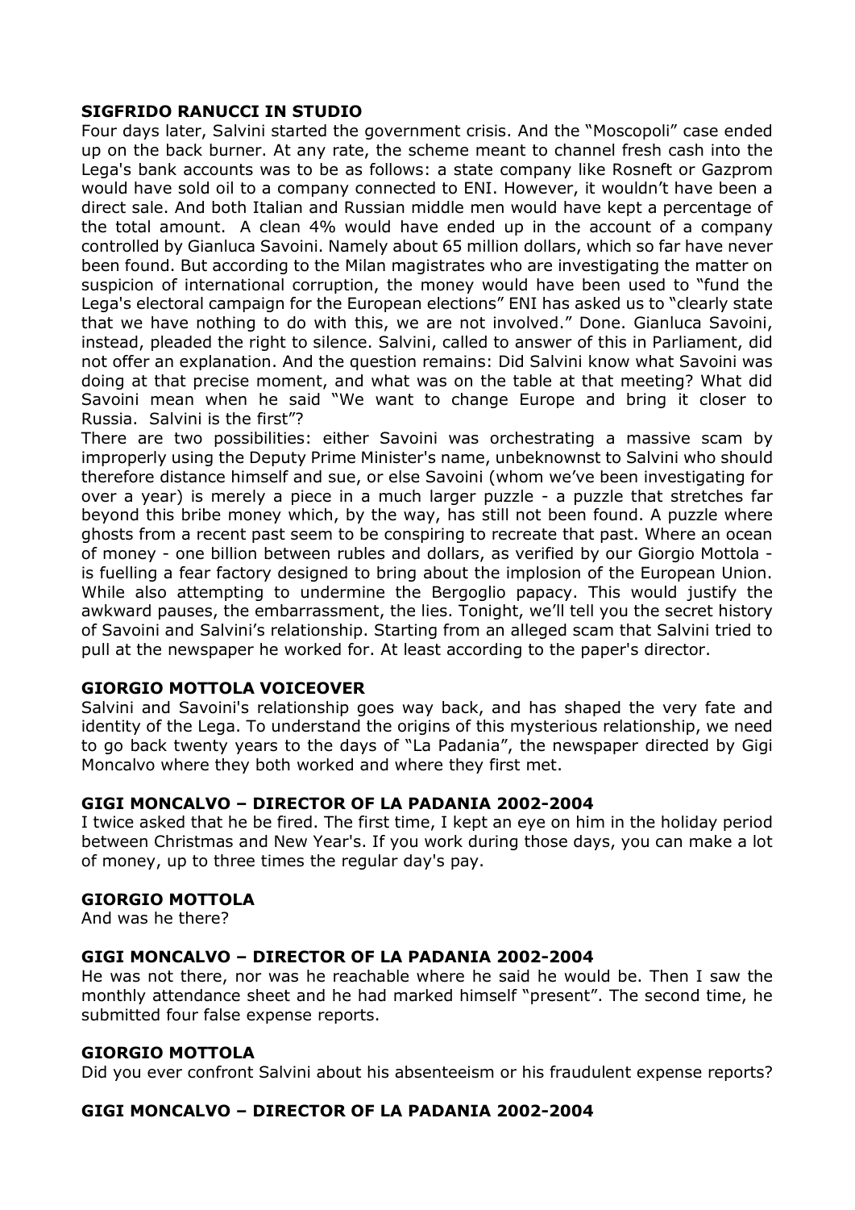**SIGFRIDO RANUCCI IN STUDIO**

Four days later, Salvini started the government crisis. And the "Moscopoli" case ended up on the back burner. At any rate, the scheme meant to channel fresh cash into the Lega's bank accounts was to be as follows: a state company like Rosneft or Gazprom would have sold oil to a company connected to ENI. However, it wouldn't have been a direct sale. And both Italian and Russian middle men would have kept a percentage of the total amount. A clean 4% would have ended up in the account of a company controlled by Gianluca Savoini. Namely about 65 million dollars, which so far have never been found. But according to the Milan magistrates who are investigating the matter on suspicion of international corruption, the money would have been used to "fund the Lega's electoral campaign for the European elections" ENI has asked us to "clearly state that we have nothing to do with this, we are not involved." Done. Gianluca Savoini, instead, pleaded the right to silence. Salvini, called to answer of this in Parliament, did not offer an explanation. And the question remains: Did Salvini know what Savoini was doing at that precise moment, and what was on the table at that meeting? What did Savoini mean when he said "We want to change Europe and bring it closer to Russia. Salvini is the first"?

There are two possibilities: either Savoini was orchestrating a massive scam by improperly using the Deputy Prime Minister's name, unbeknownst to Salvini who should therefore distance himself and sue, or else Savoini (whom we've been investigating for over a year) is merely a piece in a much larger puzzle - a puzzle that stretches far beyond this bribe money which, by the way, has still not been found. A puzzle where ghosts from a recent past seem to be conspiring to recreate that past. Where an ocean of money - one billion between rubles and dollars, as verified by our Giorgio Mottola - is fuelling a fear factory designed to bring about the implosion of the European Union. While also attempting to undermine the Bergoglio papacy. This would justify the awkward pauses, the embarrassment, the lies. Tonight, we'll tell you the secret history of Savoini and Salvini's relationship. Starting from an alleged scam that Salvini tried to pull at the newspaper he worked for. At least according to the paper's director.

**GIORGIO MOTTOLA VOICEOVER**

Salvini and Savoini's relationship goes way back, and has shaped the very fate and identity of the Lega. To understand the origins of this mysterious relationship, we need to go back twenty years to the days of "La Padania", the newspaper directed by Gigi Moncalvo where they both worked and where they first met.

**GIGI MONCALVO – DIRECTOR OF LA PADANIA 2002-2004**

I twice asked that he be fired. The first time, I kept an eye on him in the holiday period between Christmas and New Year's. If you work during those days, you can make a lot of money, up to three times the regular day's pay.

**GIORGIO MOTTOLA**

And was he there?

**GIGI MONCALVO – DIRECTOR OF LA PADANIA 2002-2004**

He was not there, nor was he reachable where he said he would be. Then I saw the monthly attendance sheet and he had marked himself "present". The second time, he submitted four false expense reports.

**GIORGIO MOTTOLA**

Did you ever confront Salvini about his absenteeism or his fraudulent expense reports?

**GIGI MONCALVO – DIRECTOR OF LA PADANIA 2002-2004**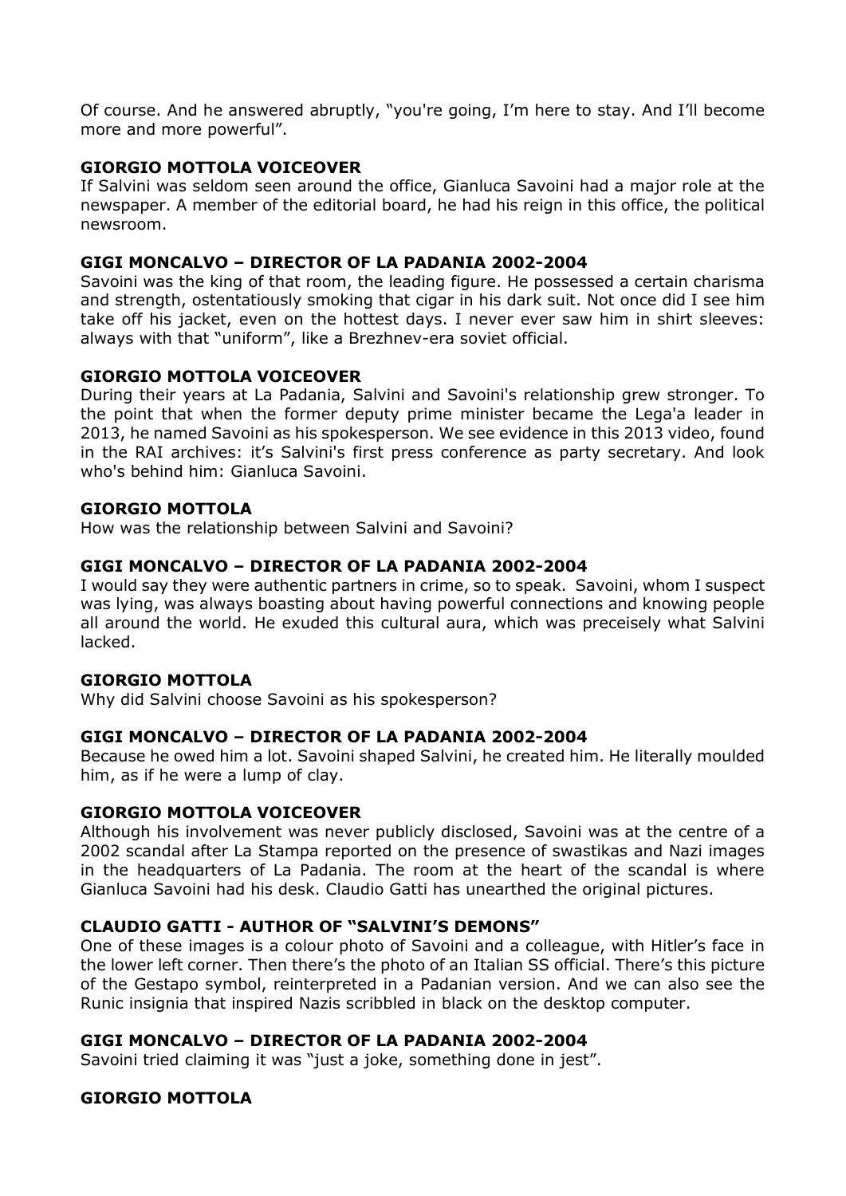Of course. And he answered abruptly, "you're going, I'm here to stay. And I'll become more and more powerful".

**GIORGIO MOTTOLA VOICEOVER**

If Salvini was seldom seen around the office, Gianluca Savoini had a major role at the newspaper. A member of the editorial board, he had his reign in this office, the political newsroom.

**GIGI MONCALVO – DIRECTOR OF LA PADANIA 2002-2004**

Savoini was the king of that room, the leading figure. He possessed a certain charisma and strength, ostentatiously smoking that cigar in his dark suit. Not once did I see him take off his jacket, even on the hottest days. I never ever saw him in shirt sleeves: always with that "uniform", like a Brezhnev-era soviet official.

**GIORGIO MOTTOLA VOICEOVER**

During their years at La Padania, Salvini and Savoini's relationship grew stronger. To the point that when the former deputy prime minister became the Lega'a leader in 2013, he named Savoini as his spokesperson. We see evidence in this 2013 video, found in the RAI archives: it's Salvini's first press conference as party secretary. And look who's behind him: Gianluca Savoini.

**GIORGIO MOTTOLA**

How was the relationship between Salvini and Savoini?

**GIGI MONCALVO – DIRECTOR OF LA PADANIA 2002-2004**

I would say they were authentic partners in crime, so to speak. Savoini, whom I suspect was lying, was always boasting about having powerful connections and knowing people all around the world. He exuded this cultural aura, which was preceisely what Salvini lacked.

**GIORGIO MOTTOLA**

Why did Salvini choose Savoini as his spokesperson?

**GIGI MONCALVO – DIRECTOR OF LA PADANIA 2002-2004**

Because he owed him a lot. Savoini shaped Salvini, he created him. He literally moulded him, as if he were a lump of clay.

**GIORGIO MOTTOLA VOICEOVER**

Although his involvement was never publicly disclosed, Savoini was at the centre of a 2002 scandal after La Stampa reported on the presence of swastikas and Nazi images in the headquarters of La Padania. The room at the heart of the scandal is where Gianluca Savoini had his desk. Claudio Gatti has unearthed the original pictures.

**CLAUDIO GATTI - AUTHOR OF "SALVINI'S DEMONS"**

One of these images is a colour photo of Savoini and a colleague, with Hitler's face in the lower left corner. Then there's the photo of an Italian SS official. There's this picture of the Gestapo symbol, reinterpreted in a Padanian version. And we can also see the Runic insignia that inspired Nazis scribbled in black on the desktop computer.

**GIGI MONCALVO – DIRECTOR OF LA PADANIA 2002-2004**

Savoini tried claiming it was "just a joke, something done in jest".

**GIORGIO MOTTOLA**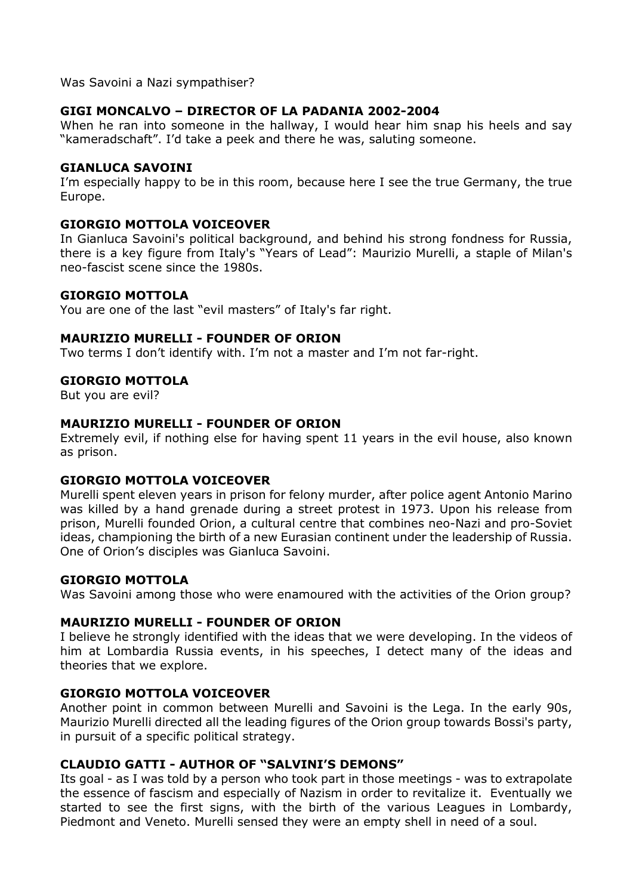Was Savoini a Nazi sympathiser?

**GIGI MONCALVO – DIRECTOR OF LA PADANIA 2002-2004**
When he ran into someone in the hallway, I would hear him snap his heels and say "kameradschaft". I'd take a peek and there he was, saluting someone.

**GIANLUCA SAVOINI**
I'm especially happy to be in this room, because here I see the true Germany, the true Europe.

**GIORGIO MOTTOLA VOICEOVER**
In Gianluca Savoini's political background, and behind his strong fondness for Russia, there is a key figure from Italy's "Years of Lead": Maurizio Murelli, a staple of Milan's neo-fascist scene since the 1980s.

**GIORGIO MOTTOLA**
You are one of the last "evil masters" of Italy's far right.

**MAURIZIO MURELLI - FOUNDER OF ORION**
Two terms I don't identify with. I'm not a master and I'm not far-right.

**GIORGIO MOTTOLA**
But you are evil?

**MAURIZIO MURELLI - FOUNDER OF ORION**
Extremely evil, if nothing else for having spent 11 years in the evil house, also known as prison.

**GIORGIO MOTTOLA VOICEOVER**
Murelli spent eleven years in prison for felony murder, after police agent Antonio Marino was killed by a hand grenade during a street protest in 1973. Upon his release from prison, Murelli founded Orion, a cultural centre that combines neo-Nazi and pro-Soviet ideas, championing the birth of a new Eurasian continent under the leadership of Russia. One of Orion's disciples was Gianluca Savoini.

**GIORGIO MOTTOLA**
Was Savoini among those who were enamoured with the activities of the Orion group?

**MAURIZIO MURELLI - FOUNDER OF ORION**
I believe he strongly identified with the ideas that we were developing. In the videos of him at Lombardia Russia events, in his speeches, I detect many of the ideas and theories that we explore.

**GIORGIO MOTTOLA VOICEOVER**
Another point in common between Murelli and Savoini is the Lega. In the early 90s, Maurizio Murelli directed all the leading figures of the Orion group towards Bossi's party, in pursuit of a specific political strategy.

**CLAUDIO GATTI - AUTHOR OF "SALVINI'S DEMONS"**
Its goal - as I was told by a person who took part in those meetings - was to extrapolate the essence of fascism and especially of Nazism in order to revitalize it. Eventually we started to see the first signs, with the birth of the various Leagues in Lombardy, Piedmont and Veneto. Murelli sensed they were an empty shell in need of a soul.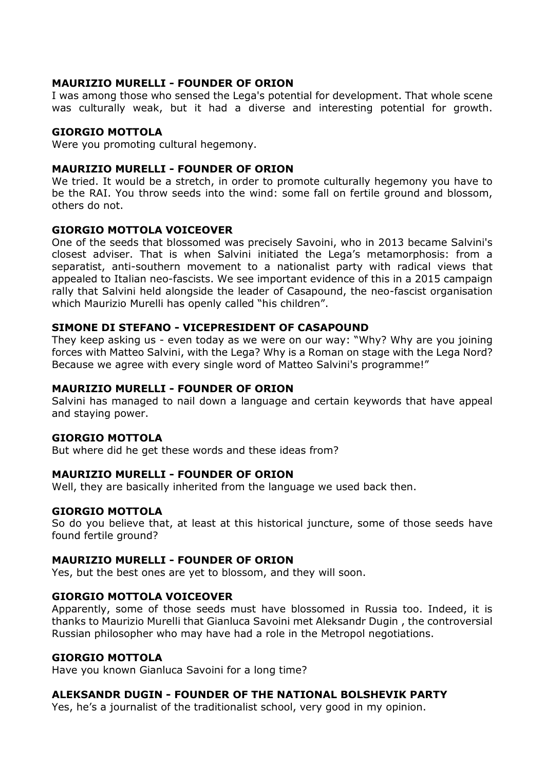**MAURIZIO MURELLI - FOUNDER OF ORION**
I was among those who sensed the Lega's potential for development. That whole scene was culturally weak, but it had a diverse and interesting potential for growth.

**GIORGIO MOTTOLA**
Were you promoting cultural hegemony.

**MAURIZIO MURELLI - FOUNDER OF ORION**
We tried. It would be a stretch, in order to promote culturally hegemony you have to be the RAI. You throw seeds into the wind: some fall on fertile ground and blossom, others do not.

**GIORGIO MOTTOLA VOICEOVER**
One of the seeds that blossomed was precisely Savoini, who in 2013 became Salvini's closest adviser. That is when Salvini initiated the Lega's metamorphosis: from a separatist, anti-southern movement to a nationalist party with radical views that appealed to Italian neo-fascists. We see important evidence of this in a 2015 campaign rally that Salvini held alongside the leader of Casapound, the neo-fascist organisation which Maurizio Murelli has openly called "his children".

**SIMONE DI STEFANO - VICEPRESIDENT OF CASAPOUND**
They keep asking us - even today as we were on our way: "Why? Why are you joining forces with Matteo Salvini, with the Lega? Why is a Roman on stage with the Lega Nord? Because we agree with every single word of Matteo Salvini's programme!"

**MAURIZIO MURELLI - FOUNDER OF ORION**
Salvini has managed to nail down a language and certain keywords that have appeal and staying power.

**GIORGIO MOTTOLA**
But where did he get these words and these ideas from?

**MAURIZIO MURELLI - FOUNDER OF ORION**
Well, they are basically inherited from the language we used back then.

**GIORGIO MOTTOLA**
So do you believe that, at least at this historical juncture, some of those seeds have found fertile ground?

**MAURIZIO MURELLI - FOUNDER OF ORION**
Yes, but the best ones are yet to blossom, and they will soon.

**GIORGIO MOTTOLA VOICEOVER**
Apparently, some of those seeds must have blossomed in Russia too. Indeed, it is thanks to Maurizio Murelli that Gianluca Savoini met Aleksandr Dugin , the controversial Russian philosopher who may have had a role in the Metropol negotiations.

**GIORGIO MOTTOLA**
Have you known Gianluca Savoini for a long time?

**ALEKSANDR DUGIN - FOUNDER OF THE NATIONAL BOLSHEVIK PARTY**
Yes, he's a journalist of the traditionalist school, very good in my opinion.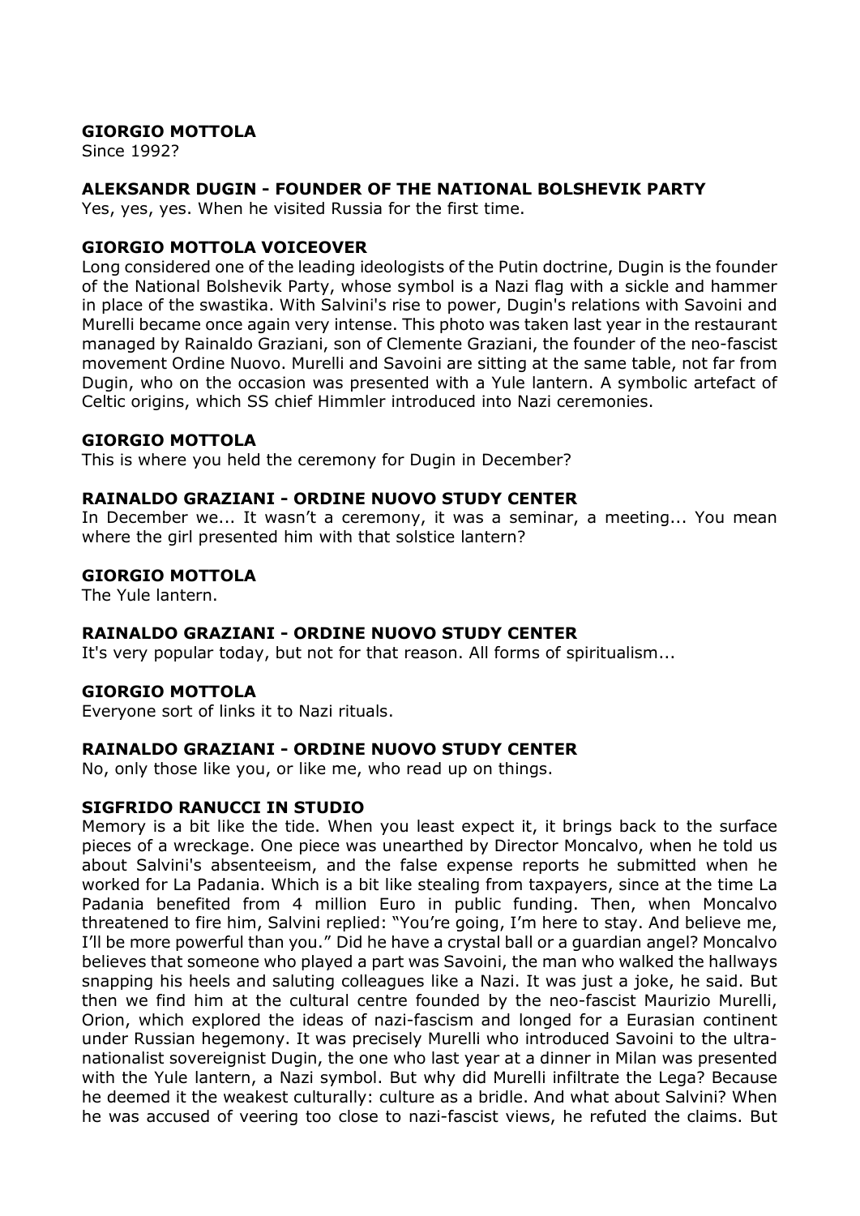**GIORGIO MOTTOLA**
Since 1992?

**ALEKSANDR DUGIN - FOUNDER OF THE NATIONAL BOLSHEVIK PARTY**
Yes, yes, yes. When he visited Russia for the first time.

**GIORGIO MOTTOLA VOICEOVER**
Long considered one of the leading ideologists of the Putin doctrine, Dugin is the founder of the National Bolshevik Party, whose symbol is a Nazi flag with a sickle and hammer in place of the swastika. With Salvini's rise to power, Dugin's relations with Savoini and Murelli became once again very intense. This photo was taken last year in the restaurant managed by Rainaldo Graziani, son of Clemente Graziani, the founder of the neo-fascist movement Ordine Nuovo. Murelli and Savoini are sitting at the same table, not far from Dugin, who on the occasion was presented with a Yule lantern. A symbolic artefact of Celtic origins, which SS chief Himmler introduced into Nazi ceremonies.

**GIORGIO MOTTOLA**
This is where you held the ceremony for Dugin in December?

**RAINALDO GRAZIANI - ORDINE NUOVO STUDY CENTER**
In December we... It wasn't a ceremony, it was a seminar, a meeting... You mean where the girl presented him with that solstice lantern?

**GIORGIO MOTTOLA**
The Yule lantern.

**RAINALDO GRAZIANI - ORDINE NUOVO STUDY CENTER**
It's very popular today, but not for that reason. All forms of spiritualism...

**GIORGIO MOTTOLA**
Everyone sort of links it to Nazi rituals.

**RAINALDO GRAZIANI - ORDINE NUOVO STUDY CENTER**
No, only those like you, or like me, who read up on things.

**SIGFRIDO RANUCCI IN STUDIO**
Memory is a bit like the tide. When you least expect it, it brings back to the surface pieces of a wreckage. One piece was unearthed by Director Moncalvo, when he told us about Salvini's absenteeism, and the false expense reports he submitted when he worked for La Padania. Which is a bit like stealing from taxpayers, since at the time La Padania benefited from 4 million Euro in public funding. Then, when Moncalvo threatened to fire him, Salvini replied: "You're going, I'm here to stay. And believe me, I'll be more powerful than you." Did he have a crystal ball or a guardian angel? Moncalvo believes that someone who played a part was Savoini, the man who walked the hallways snapping his heels and saluting colleagues like a Nazi. It was just a joke, he said. But then we find him at the cultural centre founded by the neo-fascist Maurizio Murelli, Orion, which explored the ideas of nazi-fascism and longed for a Eurasian continent under Russian hegemony. It was precisely Murelli who introduced Savoini to the ultra-nationalist sovereignist Dugin, the one who last year at a dinner in Milan was presented with the Yule lantern, a Nazi symbol. But why did Murelli infiltrate the Lega? Because he deemed it the weakest culturally: culture as a bridle. And what about Salvini? When he was accused of veering too close to nazi-fascist views, he refuted the claims. But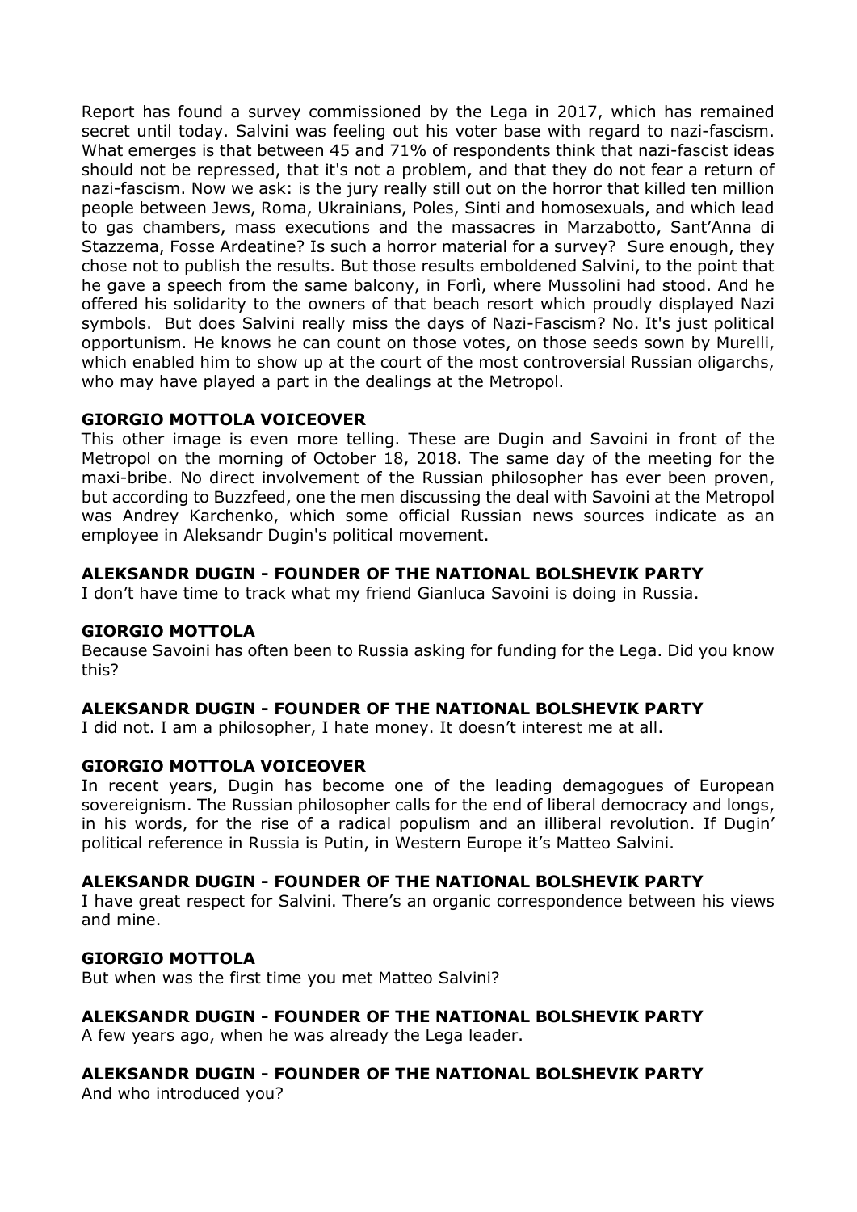Report has found a survey commissioned by the Lega in 2017, which has remained secret until today. Salvini was feeling out his voter base with regard to nazi-fascism. What emerges is that between 45 and 71% of respondents think that nazi-fascist ideas should not be repressed, that it's not a problem, and that they do not fear a return of nazi-fascism. Now we ask: is the jury really still out on the horror that killed ten million people between Jews, Roma, Ukrainians, Poles, Sinti and homosexuals, and which lead to gas chambers, mass executions and the massacres in Marzabotto, Sant'Anna di Stazzema, Fosse Ardeatine? Is such a horror material for a survey? Sure enough, they chose not to publish the results. But those results emboldened Salvini, to the point that he gave a speech from the same balcony, in Forlì, where Mussolini had stood. And he offered his solidarity to the owners of that beach resort which proudly displayed Nazi symbols. But does Salvini really miss the days of Nazi-Fascism? No. It's just political opportunism. He knows he can count on those votes, on those seeds sown by Murelli, which enabled him to show up at the court of the most controversial Russian oligarchs, who may have played a part in the dealings at the Metropol.

**GIORGIO MOTTOLA VOICEOVER**
This other image is even more telling. These are Dugin and Savoini in front of the Metropol on the morning of October 18, 2018. The same day of the meeting for the maxi-bribe. No direct involvement of the Russian philosopher has ever been proven, but according to Buzzfeed, one the men discussing the deal with Savoini at the Metropol was Andrey Karchenko, which some official Russian news sources indicate as an employee in Aleksandr Dugin's political movement.

**ALEKSANDR DUGIN - FOUNDER OF THE NATIONAL BOLSHEVIK PARTY**
I don't have time to track what my friend Gianluca Savoini is doing in Russia.

**GIORGIO MOTTOLA**
Because Savoini has often been to Russia asking for funding for the Lega. Did you know this?

**ALEKSANDR DUGIN - FOUNDER OF THE NATIONAL BOLSHEVIK PARTY**
I did not. I am a philosopher, I hate money. It doesn't interest me at all.

**GIORGIO MOTTOLA VOICEOVER**
In recent years, Dugin has become one of the leading demagogues of European sovereignism. The Russian philosopher calls for the end of liberal democracy and longs, in his words, for the rise of a radical populism and an illiberal revolution. If Dugin' political reference in Russia is Putin, in Western Europe it's Matteo Salvini.

**ALEKSANDR DUGIN - FOUNDER OF THE NATIONAL BOLSHEVIK PARTY**
I have great respect for Salvini. There's an organic correspondence between his views and mine.

**GIORGIO MOTTOLA**
But when was the first time you met Matteo Salvini?

**ALEKSANDR DUGIN - FOUNDER OF THE NATIONAL BOLSHEVIK PARTY**
A few years ago, when he was already the Lega leader.

**ALEKSANDR DUGIN - FOUNDER OF THE NATIONAL BOLSHEVIK PARTY**
And who introduced you?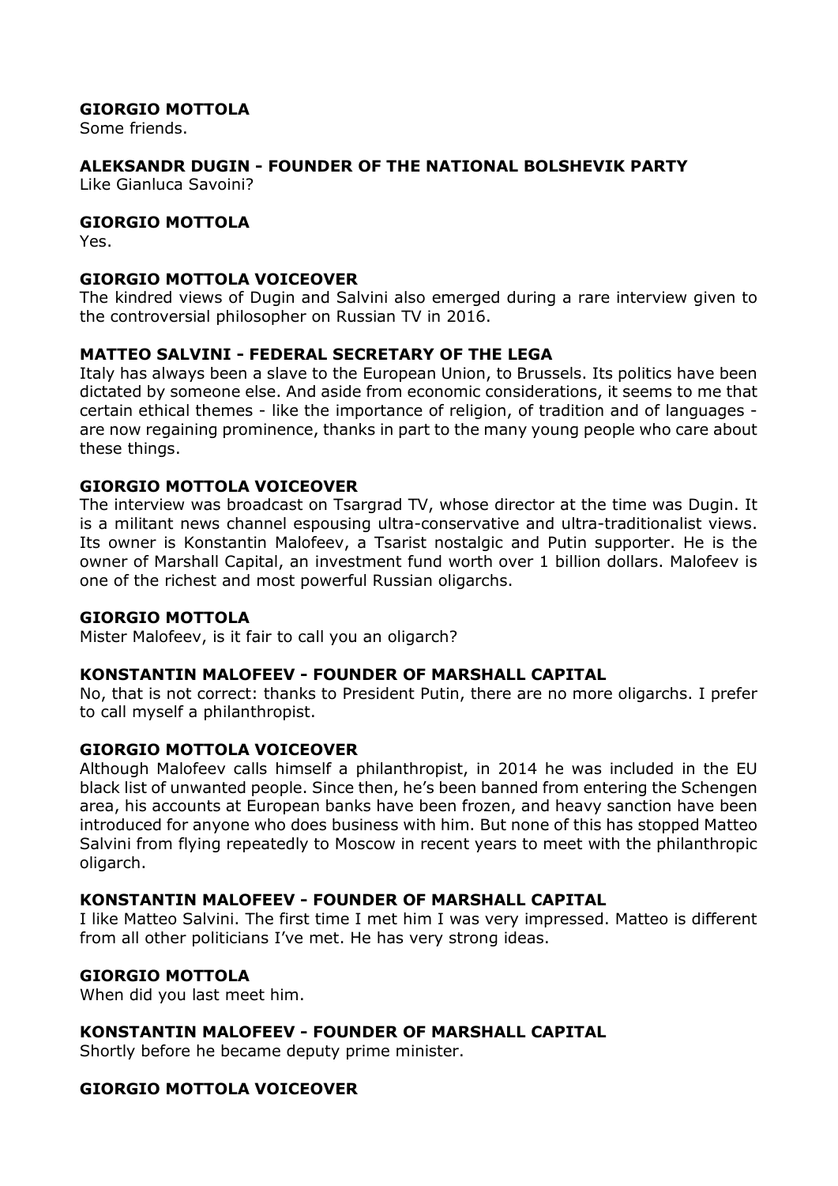**GIORGIO MOTTOLA**
Some friends.

**ALEKSANDR DUGIN - FOUNDER OF THE NATIONAL BOLSHEVIK PARTY**
Like Gianluca Savoini?

**GIORGIO MOTTOLA**
Yes.

**GIORGIO MOTTOLA VOICEOVER**
The kindred views of Dugin and Salvini also emerged during a rare interview given to the controversial philosopher on Russian TV in 2016.

**MATTEO SALVINI - FEDERAL SECRETARY OF THE LEGA**
Italy has always been a slave to the European Union, to Brussels. Its politics have been dictated by someone else. And aside from economic considerations, it seems to me that certain ethical themes - like the importance of religion, of tradition and of languages - are now regaining prominence, thanks in part to the many young people who care about these things.

**GIORGIO MOTTOLA VOICEOVER**
The interview was broadcast on Tsargrad TV, whose director at the time was Dugin. It is a militant news channel espousing ultra-conservative and ultra-traditionalist views. Its owner is Konstantin Malofeev, a Tsarist nostalgic and Putin supporter. He is the owner of Marshall Capital, an investment fund worth over 1 billion dollars. Malofeev is one of the richest and most powerful Russian oligarchs.

**GIORGIO MOTTOLA**
Mister Malofeev, is it fair to call you an oligarch?

**KONSTANTIN MALOFEEV - FOUNDER OF MARSHALL CAPITAL**
No, that is not correct: thanks to President Putin, there are no more oligarchs. I prefer to call myself a philanthropist.

**GIORGIO MOTTOLA VOICEOVER**
Although Malofeev calls himself a philanthropist, in 2014 he was included in the EU black list of unwanted people. Since then, he's been banned from entering the Schengen area, his accounts at European banks have been frozen, and heavy sanction have been introduced for anyone who does business with him. But none of this has stopped Matteo Salvini from flying repeatedly to Moscow in recent years to meet with the philanthropic oligarch.

**KONSTANTIN MALOFEEV - FOUNDER OF MARSHALL CAPITAL**
I like Matteo Salvini. The first time I met him I was very impressed. Matteo is different from all other politicians I've met. He has very strong ideas.

**GIORGIO MOTTOLA**
When did you last meet him.

**KONSTANTIN MALOFEEV - FOUNDER OF MARSHALL CAPITAL**
Shortly before he became deputy prime minister.

**GIORGIO MOTTOLA VOICEOVER**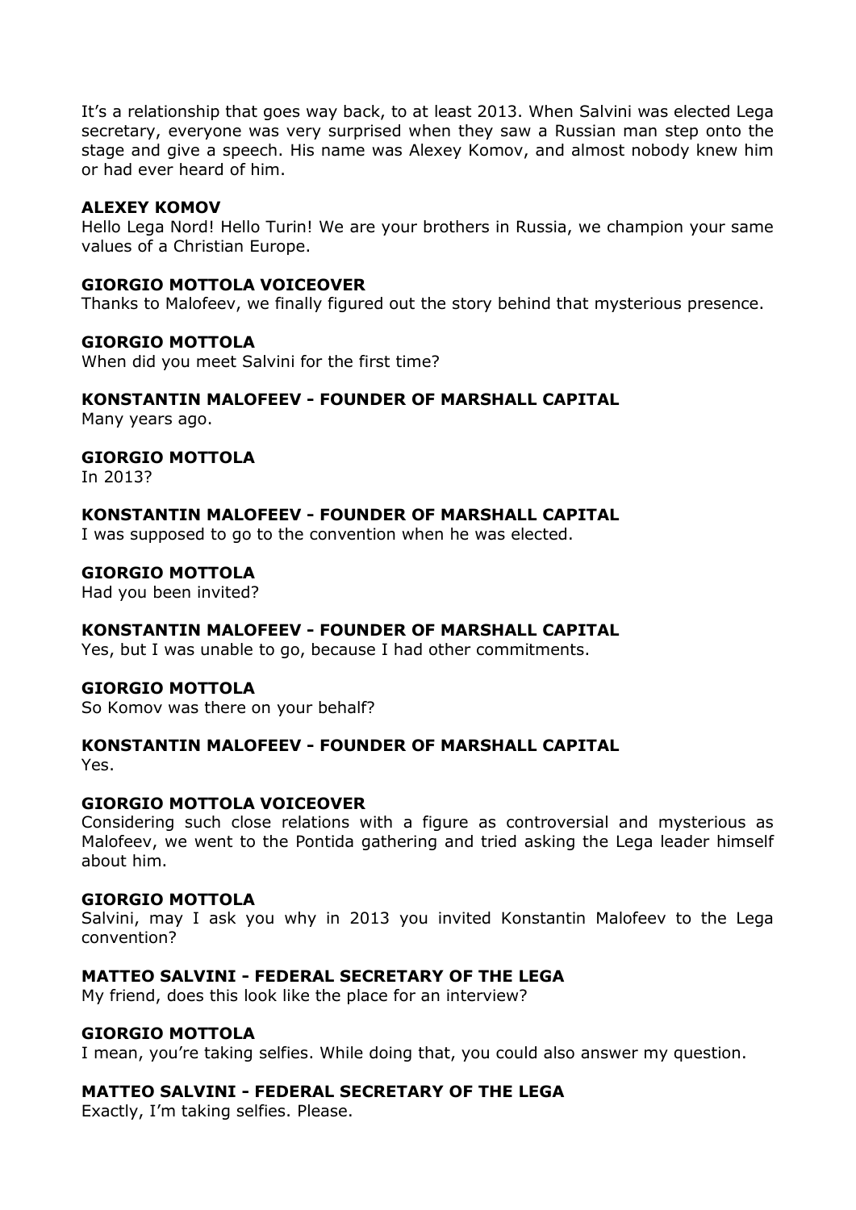It's a relationship that goes way back, to at least 2013. When Salvini was elected Lega secretary, everyone was very surprised when they saw a Russian man step onto the stage and give a speech. His name was Alexey Komov, and almost nobody knew him or had ever heard of him.

**ALEXEY KOMOV**
Hello Lega Nord! Hello Turin! We are your brothers in Russia, we champion your same values of a Christian Europe.

**GIORGIO MOTTOLA VOICEOVER**
Thanks to Malofeev, we finally figured out the story behind that mysterious presence.

**GIORGIO MOTTOLA**
When did you meet Salvini for the first time?

**KONSTANTIN MALOFEEV - FOUNDER OF MARSHALL CAPITAL**
Many years ago.

**GIORGIO MOTTOLA**
In 2013?

**KONSTANTIN MALOFEEV - FOUNDER OF MARSHALL CAPITAL**
I was supposed to go to the convention when he was elected.

**GIORGIO MOTTOLA**
Had you been invited?

**KONSTANTIN MALOFEEV - FOUNDER OF MARSHALL CAPITAL**
Yes, but I was unable to go, because I had other commitments.

**GIORGIO MOTTOLA**
So Komov was there on your behalf?

**KONSTANTIN MALOFEEV - FOUNDER OF MARSHALL CAPITAL**
Yes.

**GIORGIO MOTTOLA VOICEOVER**
Considering such close relations with a figure as controversial and mysterious as Malofeev, we went to the Pontida gathering and tried asking the Lega leader himself about him.

**GIORGIO MOTTOLA**
Salvini, may I ask you why in 2013 you invited Konstantin Malofeev to the Lega convention?

**MATTEO SALVINI - FEDERAL SECRETARY OF THE LEGA**
My friend, does this look like the place for an interview?

**GIORGIO MOTTOLA**
I mean, you're taking selfies. While doing that, you could also answer my question.

**MATTEO SALVINI - FEDERAL SECRETARY OF THE LEGA**
Exactly, I'm taking selfies. Please.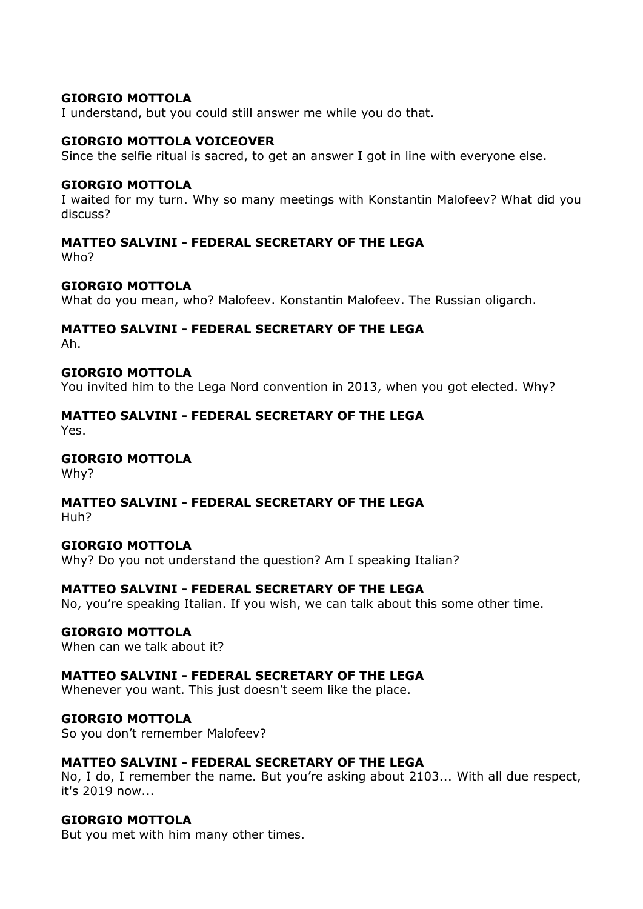**GIORGIO MOTTOLA**
I understand, but you could still answer me while you do that.

**GIORGIO MOTTOLA VOICEOVER**
Since the selfie ritual is sacred, to get an answer I got in line with everyone else.

**GIORGIO MOTTOLA**
I waited for my turn. Why so many meetings with Konstantin Malofeev? What did you discuss?

**MATTEO SALVINI - FEDERAL SECRETARY OF THE LEGA**
Who?

**GIORGIO MOTTOLA**
What do you mean, who? Malofeev. Konstantin Malofeev. The Russian oligarch.

**MATTEO SALVINI - FEDERAL SECRETARY OF THE LEGA**
Ah.

**GIORGIO MOTTOLA**
You invited him to the Lega Nord convention in 2013, when you got elected. Why?

**MATTEO SALVINI - FEDERAL SECRETARY OF THE LEGA**
Yes.

**GIORGIO MOTTOLA**
Why?

**MATTEO SALVINI - FEDERAL SECRETARY OF THE LEGA**
Huh?

**GIORGIO MOTTOLA**
Why? Do you not understand the question? Am I speaking Italian?

**MATTEO SALVINI - FEDERAL SECRETARY OF THE LEGA**
No, you're speaking Italian. If you wish, we can talk about this some other time.

**GIORGIO MOTTOLA**
When can we talk about it?

**MATTEO SALVINI - FEDERAL SECRETARY OF THE LEGA**
Whenever you want. This just doesn't seem like the place.

**GIORGIO MOTTOLA**
So you don't remember Malofeev?

**MATTEO SALVINI - FEDERAL SECRETARY OF THE LEGA**
No, I do, I remember the name. But you're asking about 2103... With all due respect, it's 2019 now...

**GIORGIO MOTTOLA**
But you met with him many other times.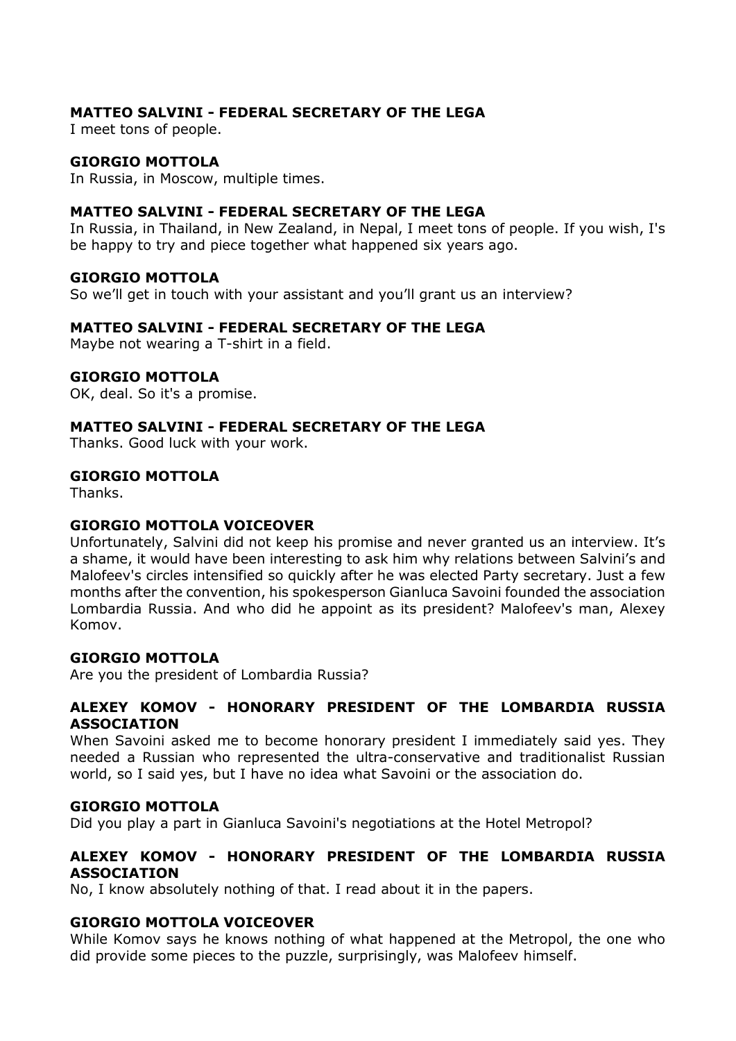**MATTEO SALVINI - FEDERAL SECRETARY OF THE LEGA**
I meet tons of people.

**GIORGIO MOTTOLA**
In Russia, in Moscow, multiple times.

**MATTEO SALVINI - FEDERAL SECRETARY OF THE LEGA**
In Russia, in Thailand, in New Zealand, in Nepal, I meet tons of people. If you wish, I's be happy to try and piece together what happened six years ago.

**GIORGIO MOTTOLA**
So we'll get in touch with your assistant and you'll grant us an interview?

**MATTEO SALVINI - FEDERAL SECRETARY OF THE LEGA**
Maybe not wearing a T-shirt in a field.

**GIORGIO MOTTOLA**
OK, deal. So it's a promise.

**MATTEO SALVINI - FEDERAL SECRETARY OF THE LEGA**
Thanks. Good luck with your work.

**GIORGIO MOTTOLA**
Thanks.

**GIORGIO MOTTOLA VOICEOVER**
Unfortunately, Salvini did not keep his promise and never granted us an interview. It's a shame, it would have been interesting to ask him why relations between Salvini's and Malofeev's circles intensified so quickly after he was elected Party secretary. Just a few months after the convention, his spokesperson Gianluca Savoini founded the association Lombardia Russia. And who did he appoint as its president? Malofeev's man, Alexey Komov.

**GIORGIO MOTTOLA**
Are you the president of Lombardia Russia?

**ALEXEY KOMOV - HONORARY PRESIDENT OF THE LOMBARDIA RUSSIA ASSOCIATION**
When Savoini asked me to become honorary president I immediately said yes. They needed a Russian who represented the ultra-conservative and traditionalist Russian world, so I said yes, but I have no idea what Savoini or the association do.

**GIORGIO MOTTOLA**
Did you play a part in Gianluca Savoini's negotiations at the Hotel Metropol?

**ALEXEY KOMOV - HONORARY PRESIDENT OF THE LOMBARDIA RUSSIA ASSOCIATION**
No, I know absolutely nothing of that. I read about it in the papers.

**GIORGIO MOTTOLA VOICEOVER**
While Komov says he knows nothing of what happened at the Metropol, the one who did provide some pieces to the puzzle, surprisingly, was Malofeev himself.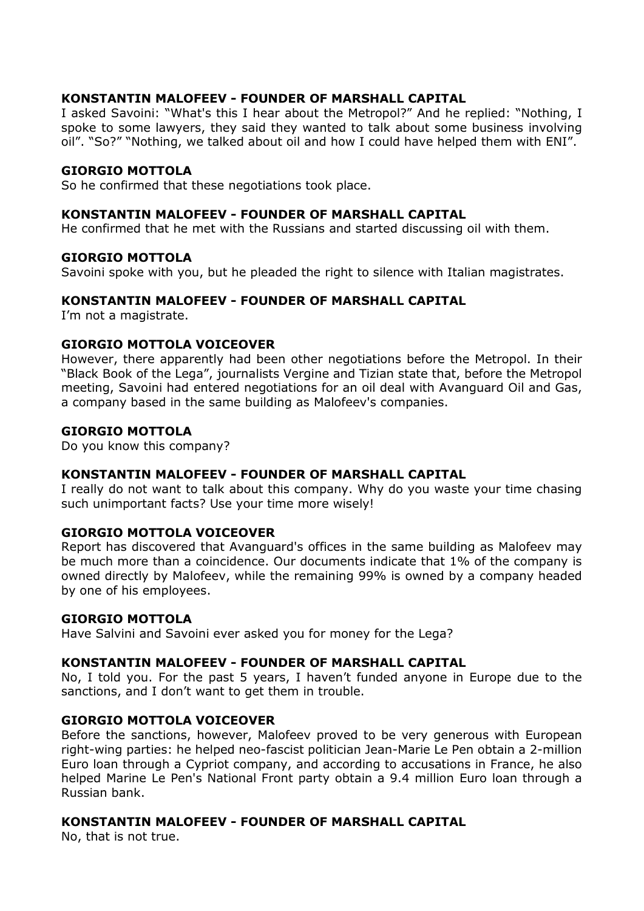**KONSTANTIN MALOFEEV - FOUNDER OF MARSHALL CAPITAL**
I asked Savoini: "What's this I hear about the Metropol?" And he replied: "Nothing, I spoke to some lawyers, they said they wanted to talk about some business involving oil". "So?" "Nothing, we talked about oil and how I could have helped them with ENI".

**GIORGIO MOTTOLA**
So he confirmed that these negotiations took place.

**KONSTANTIN MALOFEEV - FOUNDER OF MARSHALL CAPITAL**
He confirmed that he met with the Russians and started discussing oil with them.

**GIORGIO MOTTOLA**
Savoini spoke with you, but he pleaded the right to silence with Italian magistrates.

**KONSTANTIN MALOFEEV - FOUNDER OF MARSHALL CAPITAL**
I'm not a magistrate.

**GIORGIO MOTTOLA VOICEOVER**
However, there apparently had been other negotiations before the Metropol. In their "Black Book of the Lega", journalists Vergine and Tizian state that, before the Metropol meeting, Savoini had entered negotiations for an oil deal with Avanguard Oil and Gas, a company based in the same building as Malofeev's companies.

**GIORGIO MOTTOLA**
Do you know this company?

**KONSTANTIN MALOFEEV - FOUNDER OF MARSHALL CAPITAL**
I really do not want to talk about this company. Why do you waste your time chasing such unimportant facts? Use your time more wisely!

**GIORGIO MOTTOLA VOICEOVER**
Report has discovered that Avanguard's offices in the same building as Malofeev may be much more than a coincidence. Our documents indicate that 1% of the company is owned directly by Malofeev, while the remaining 99% is owned by a company headed by one of his employees.

**GIORGIO MOTTOLA**
Have Salvini and Savoini ever asked you for money for the Lega?

**KONSTANTIN MALOFEEV - FOUNDER OF MARSHALL CAPITAL**
No, I told you. For the past 5 years, I haven't funded anyone in Europe due to the sanctions, and I don't want to get them in trouble.

**GIORGIO MOTTOLA VOICEOVER**
Before the sanctions, however, Malofeev proved to be very generous with European right-wing parties: he helped neo-fascist politician Jean-Marie Le Pen obtain a 2-million Euro loan through a Cypriot company, and according to accusations in France, he also helped Marine Le Pen's National Front party obtain a 9.4 million Euro loan through a Russian bank.

**KONSTANTIN MALOFEEV - FOUNDER OF MARSHALL CAPITAL**
No, that is not true.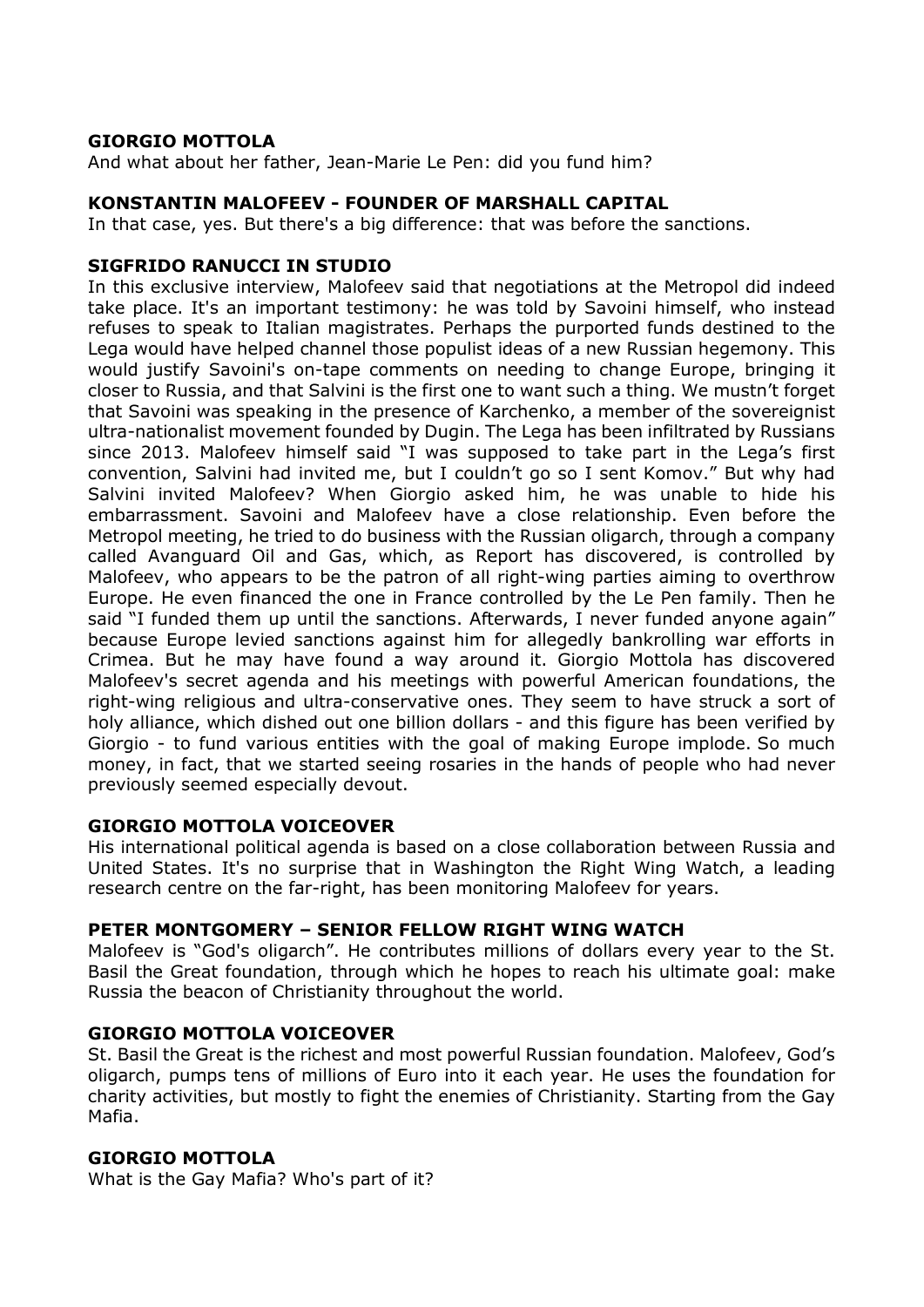**GIORGIO MOTTOLA**
And what about her father, Jean-Marie Le Pen: did you fund him?

**KONSTANTIN MALOFEEV - FOUNDER OF MARSHALL CAPITAL**
In that case, yes. But there's a big difference: that was before the sanctions.

**SIGFRIDO RANUCCI IN STUDIO**
In this exclusive interview, Malofeev said that negotiations at the Metropol did indeed take place. It's an important testimony: he was told by Savoini himself, who instead refuses to speak to Italian magistrates. Perhaps the purported funds destined to the Lega would have helped channel those populist ideas of a new Russian hegemony. This would justify Savoini's on-tape comments on needing to change Europe, bringing it closer to Russia, and that Salvini is the first one to want such a thing. We mustn't forget that Savoini was speaking in the presence of Karchenko, a member of the sovereignist ultra-nationalist movement founded by Dugin. The Lega has been infiltrated by Russians since 2013. Malofeev himself said "I was supposed to take part in the Lega's first convention, Salvini had invited me, but I couldn't go so I sent Komov." But why had Salvini invited Malofeev? When Giorgio asked him, he was unable to hide his embarrassment. Savoini and Malofeev have a close relationship. Even before the Metropol meeting, he tried to do business with the Russian oligarch, through a company called Avanguard Oil and Gas, which, as Report has discovered, is controlled by Malofeev, who appears to be the patron of all right-wing parties aiming to overthrow Europe. He even financed the one in France controlled by the Le Pen family. Then he said "I funded them up until the sanctions. Afterwards, I never funded anyone again" because Europe levied sanctions against him for allegedly bankrolling war efforts in Crimea. But he may have found a way around it. Giorgio Mottola has discovered Malofeev's secret agenda and his meetings with powerful American foundations, the right-wing religious and ultra-conservative ones. They seem to have struck a sort of holy alliance, which dished out one billion dollars - and this figure has been verified by Giorgio - to fund various entities with the goal of making Europe implode. So much money, in fact, that we started seeing rosaries in the hands of people who had never previously seemed especially devout.

**GIORGIO MOTTOLA VOICEOVER**
His international political agenda is based on a close collaboration between Russia and United States. It's no surprise that in Washington the Right Wing Watch, a leading research centre on the far-right, has been monitoring Malofeev for years.

**PETER MONTGOMERY – SENIOR FELLOW RIGHT WING WATCH**
Malofeev is "God's oligarch". He contributes millions of dollars every year to the St. Basil the Great foundation, through which he hopes to reach his ultimate goal: make Russia the beacon of Christianity throughout the world.

**GIORGIO MOTTOLA VOICEOVER**
St. Basil the Great is the richest and most powerful Russian foundation. Malofeev, God's oligarch, pumps tens of millions of Euro into it each year. He uses the foundation for charity activities, but mostly to fight the enemies of Christianity. Starting from the Gay Mafia.

**GIORGIO MOTTOLA**
What is the Gay Mafia? Who's part of it?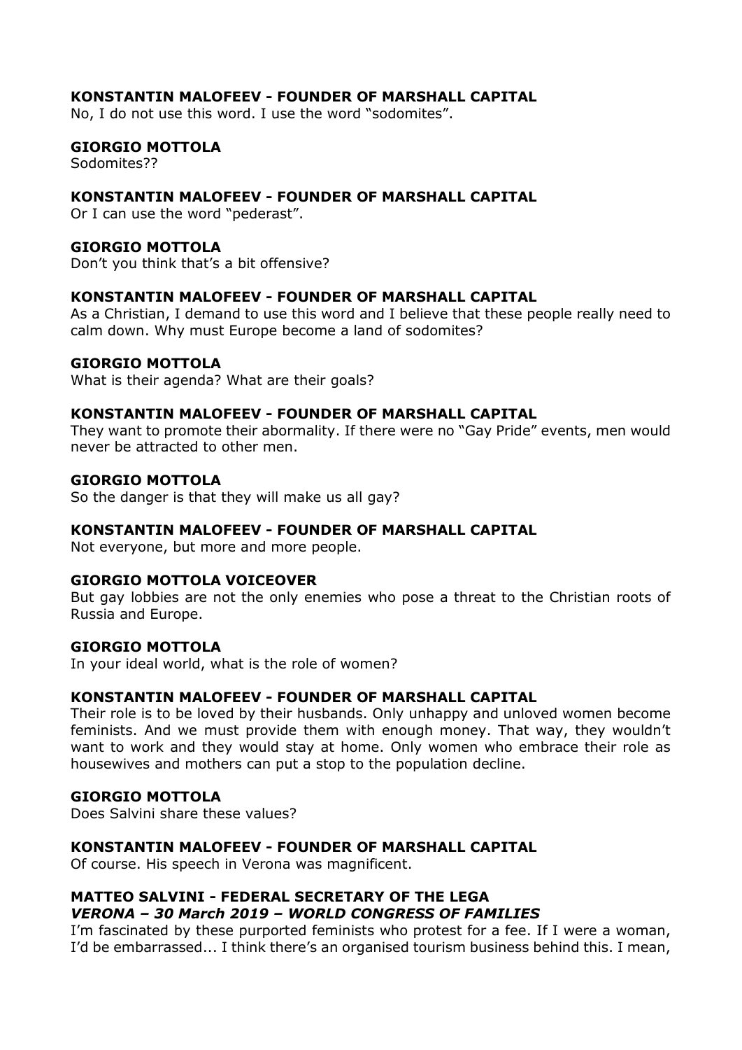**KONSTANTIN MALOFEEV - FOUNDER OF MARSHALL CAPITAL**
No, I do not use this word. I use the word "sodomites".

**GIORGIO MOTTOLA**
Sodomites??

**KONSTANTIN MALOFEEV - FOUNDER OF MARSHALL CAPITAL**
Or I can use the word "pederast".

**GIORGIO MOTTOLA**
Don't you think that's a bit offensive?

**KONSTANTIN MALOFEEV - FOUNDER OF MARSHALL CAPITAL**
As a Christian, I demand to use this word and I believe that these people really need to calm down. Why must Europe become a land of sodomites?

**GIORGIO MOTTOLA**
What is their agenda? What are their goals?

**KONSTANTIN MALOFEEV - FOUNDER OF MARSHALL CAPITAL**
They want to promote their abormality. If there were no "Gay Pride" events, men would never be attracted to other men.

**GIORGIO MOTTOLA**
So the danger is that they will make us all gay?

**KONSTANTIN MALOFEEV - FOUNDER OF MARSHALL CAPITAL**
Not everyone, but more and more people.

**GIORGIO MOTTOLA VOICEOVER**
But gay lobbies are not the only enemies who pose a threat to the Christian roots of Russia and Europe.

**GIORGIO MOTTOLA**
In your ideal world, what is the role of women?

**KONSTANTIN MALOFEEV - FOUNDER OF MARSHALL CAPITAL**
Their role is to be loved by their husbands. Only unhappy and unloved women become feminists. And we must provide them with enough money. That way, they wouldn't want to work and they would stay at home. Only women who embrace their role as housewives and mothers can put a stop to the population decline.

**GIORGIO MOTTOLA**
Does Salvini share these values?

**KONSTANTIN MALOFEEV - FOUNDER OF MARSHALL CAPITAL**
Of course. His speech in Verona was magnificent.

**MATTEO SALVINI - FEDERAL SECRETARY OF THE LEGA**
***VERONA – 30 March 2019 – WORLD CONGRESS OF FAMILIES***
I'm fascinated by these purported feminists who protest for a fee. If I were a woman, I'd be embarrassed... I think there's an organised tourism business behind this. I mean,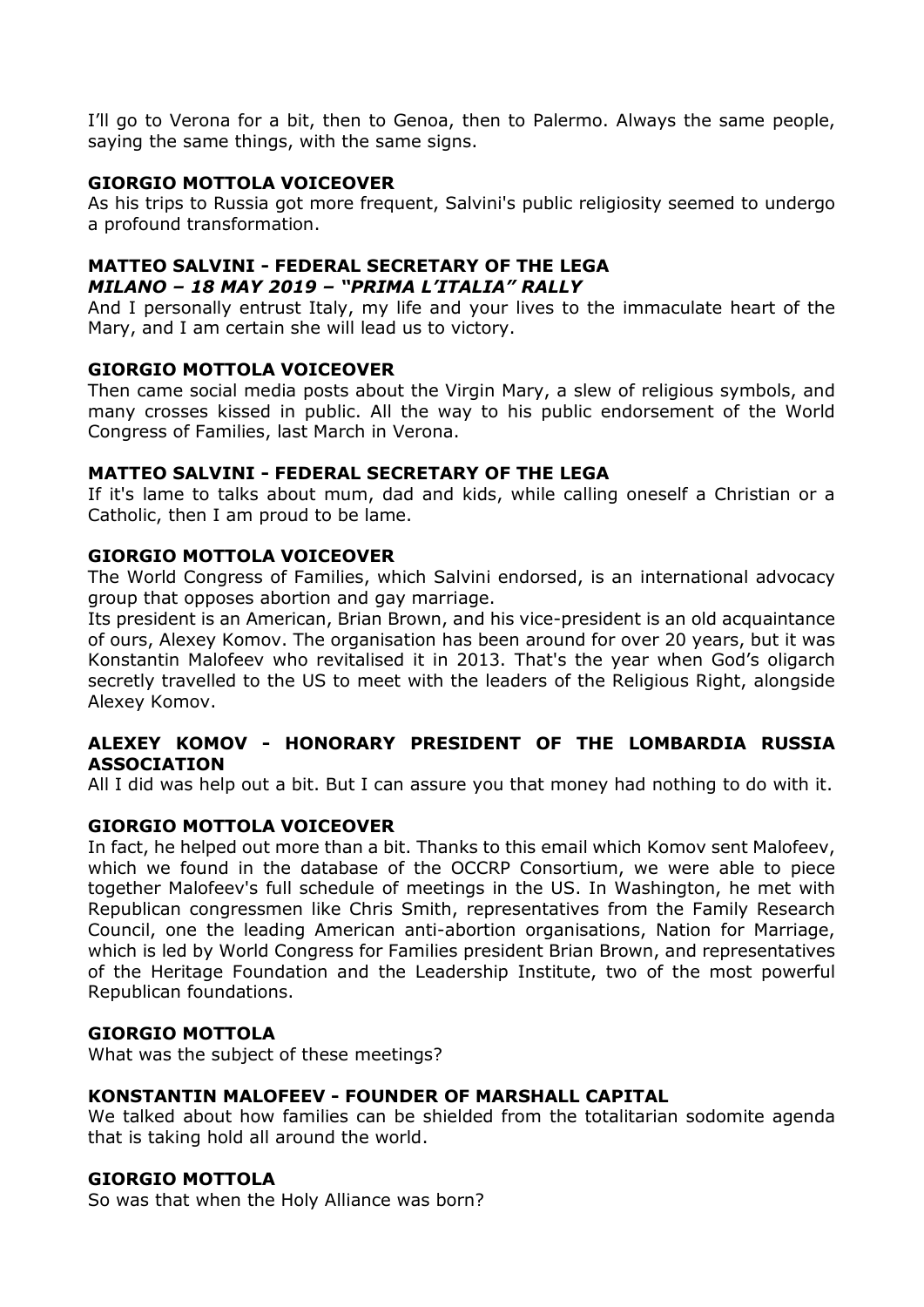I'll go to Verona for a bit, then to Genoa, then to Palermo. Always the same people, saying the same things, with the same signs.

**GIORGIO MOTTOLA VOICEOVER**
As his trips to Russia got more frequent, Salvini's public religiosity seemed to undergo a profound transformation.

**MATTEO SALVINI - FEDERAL SECRETARY OF THE LEGA**
***MILANO – 18 MAY 2019 – "PRIMA L'ITALIA" RALLY***
And I personally entrust Italy, my life and your lives to the immaculate heart of the Mary, and I am certain she will lead us to victory.

**GIORGIO MOTTOLA VOICEOVER**
Then came social media posts about the Virgin Mary, a slew of religious symbols, and many crosses kissed in public. All the way to his public endorsement of the World Congress of Families, last March in Verona.

**MATTEO SALVINI - FEDERAL SECRETARY OF THE LEGA**
If it's lame to talks about mum, dad and kids, while calling oneself a Christian or a Catholic, then I am proud to be lame.

**GIORGIO MOTTOLA VOICEOVER**
The World Congress of Families, which Salvini endorsed, is an international advocacy group that opposes abortion and gay marriage.
Its president is an American, Brian Brown, and his vice-president is an old acquaintance of ours, Alexey Komov. The organisation has been around for over 20 years, but it was Konstantin Malofeev who revitalised it in 2013. That's the year when God's oligarch secretly travelled to the US to meet with the leaders of the Religious Right, alongside Alexey Komov.

**ALEXEY KOMOV - HONORARY PRESIDENT OF THE LOMBARDIA RUSSIA ASSOCIATION**
All I did was help out a bit. But I can assure you that money had nothing to do with it.

**GIORGIO MOTTOLA VOICEOVER**
In fact, he helped out more than a bit. Thanks to this email which Komov sent Malofeev, which we found in the database of the OCCRP Consortium, we were able to piece together Malofeev's full schedule of meetings in the US. In Washington, he met with Republican congressmen like Chris Smith, representatives from the Family Research Council, one the leading American anti-abortion organisations, Nation for Marriage, which is led by World Congress for Families president Brian Brown, and representatives of the Heritage Foundation and the Leadership Institute, two of the most powerful Republican foundations.

**GIORGIO MOTTOLA**
What was the subject of these meetings?

**KONSTANTIN MALOFEEV - FOUNDER OF MARSHALL CAPITAL**
We talked about how families can be shielded from the totalitarian sodomite agenda that is taking hold all around the world.

**GIORGIO MOTTOLA**
So was that when the Holy Alliance was born?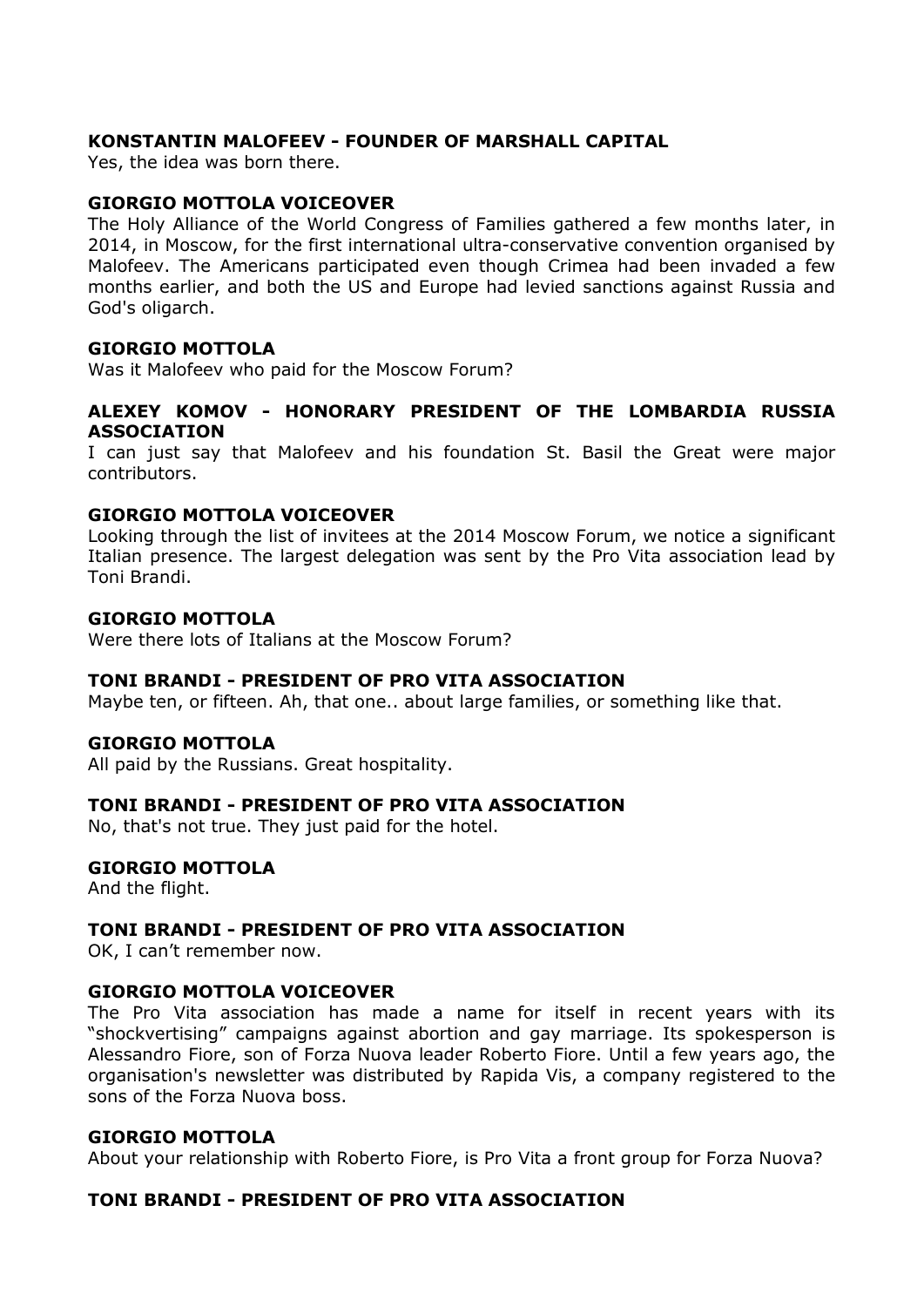**KONSTANTIN MALOFEEV - FOUNDER OF MARSHALL CAPITAL**
Yes, the idea was born there.

**GIORGIO MOTTOLA VOICEOVER**
The Holy Alliance of the World Congress of Families gathered a few months later, in 2014, in Moscow, for the first international ultra-conservative convention organised by Malofeev. The Americans participated even though Crimea had been invaded a few months earlier, and both the US and Europe had levied sanctions against Russia and God's oligarch.

**GIORGIO MOTTOLA**
Was it Malofeev who paid for the Moscow Forum?

**ALEXEY KOMOV - HONORARY PRESIDENT OF THE LOMBARDIA RUSSIA ASSOCIATION**
I can just say that Malofeev and his foundation St. Basil the Great were major contributors.

**GIORGIO MOTTOLA VOICEOVER**
Looking through the list of invitees at the 2014 Moscow Forum, we notice a significant Italian presence. The largest delegation was sent by the Pro Vita association lead by Toni Brandi.

**GIORGIO MOTTOLA**
Were there lots of Italians at the Moscow Forum?

**TONI BRANDI - PRESIDENT OF PRO VITA ASSOCIATION**
Maybe ten, or fifteen. Ah, that one.. about large families, or something like that.

**GIORGIO MOTTOLA**
All paid by the Russians. Great hospitality.

**TONI BRANDI - PRESIDENT OF PRO VITA ASSOCIATION**
No, that's not true. They just paid for the hotel.

**GIORGIO MOTTOLA**
And the flight.

**TONI BRANDI - PRESIDENT OF PRO VITA ASSOCIATION**
OK, I can't remember now.

**GIORGIO MOTTOLA VOICEOVER**
The Pro Vita association has made a name for itself in recent years with its "shockvertising" campaigns against abortion and gay marriage. Its spokesperson is Alessandro Fiore, son of Forza Nuova leader Roberto Fiore. Until a few years ago, the organisation's newsletter was distributed by Rapida Vis, a company registered to the sons of the Forza Nuova boss.

**GIORGIO MOTTOLA**
About your relationship with Roberto Fiore, is Pro Vita a front group for Forza Nuova?

**TONI BRANDI - PRESIDENT OF PRO VITA ASSOCIATION**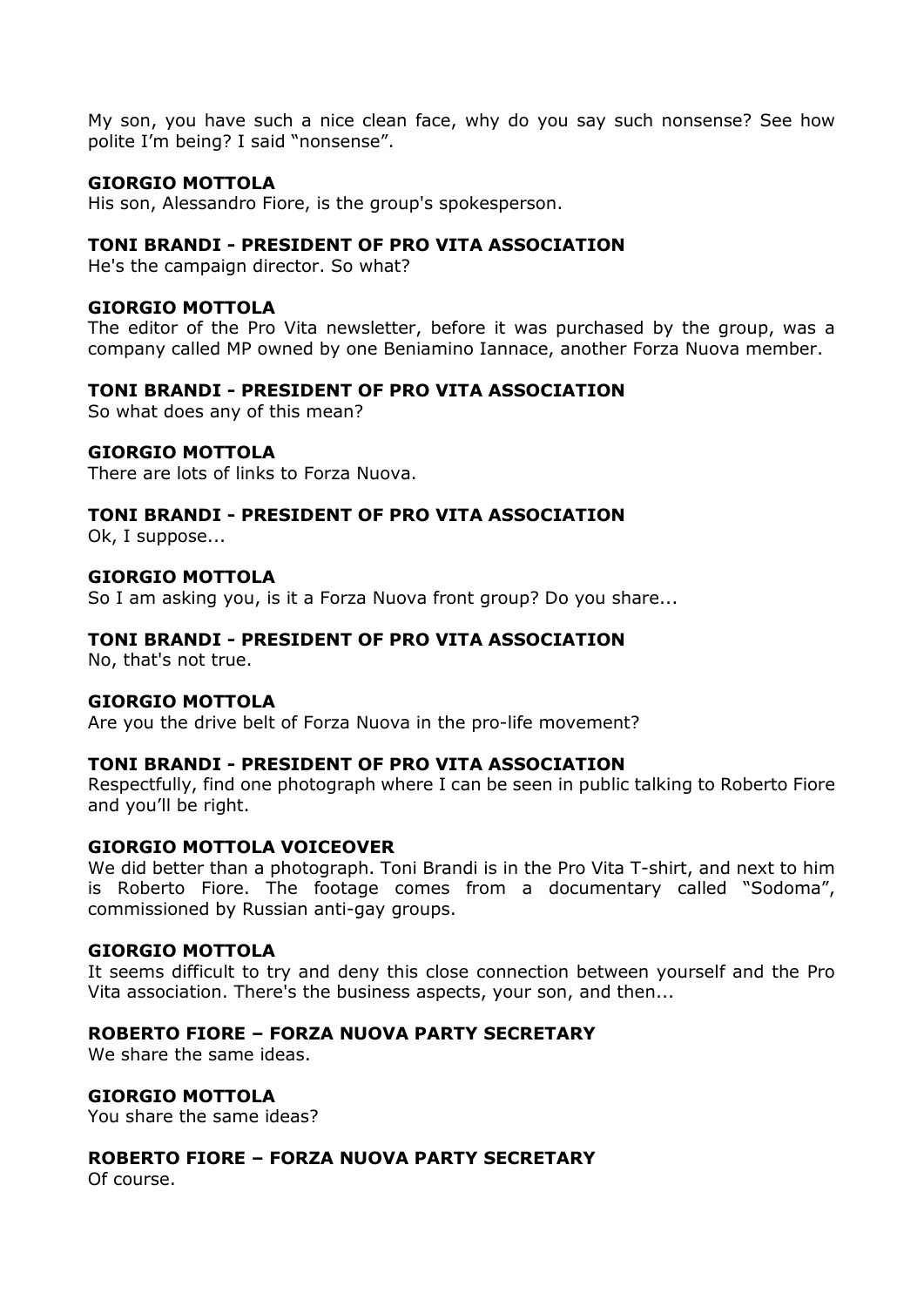My son, you have such a nice clean face, why do you say such nonsense? See how polite I'm being? I said "nonsense".

**GIORGIO MOTTOLA**
His son, Alessandro Fiore, is the group's spokesperson.

**TONI BRANDI - PRESIDENT OF PRO VITA ASSOCIATION**
He's the campaign director. So what?

**GIORGIO MOTTOLA**
The editor of the Pro Vita newsletter, before it was purchased by the group, was a company called MP owned by one Beniamino Iannace, another Forza Nuova member.

**TONI BRANDI - PRESIDENT OF PRO VITA ASSOCIATION**
So what does any of this mean?

**GIORGIO MOTTOLA**
There are lots of links to Forza Nuova.

**TONI BRANDI - PRESIDENT OF PRO VITA ASSOCIATION**
Ok, I suppose...

**GIORGIO MOTTOLA**
So I am asking you, is it a Forza Nuova front group? Do you share...

**TONI BRANDI - PRESIDENT OF PRO VITA ASSOCIATION**
No, that's not true.

**GIORGIO MOTTOLA**
Are you the drive belt of Forza Nuova in the pro-life movement?

**TONI BRANDI - PRESIDENT OF PRO VITA ASSOCIATION**
Respectfully, find one photograph where I can be seen in public talking to Roberto Fiore and you'll be right.

**GIORGIO MOTTOLA VOICEOVER**
We did better than a photograph. Toni Brandi is in the Pro Vita T-shirt, and next to him is Roberto Fiore. The footage comes from a documentary called "Sodoma", commissioned by Russian anti-gay groups.

**GIORGIO MOTTOLA**
It seems difficult to try and deny this close connection between yourself and the Pro Vita association. There's the business aspects, your son, and then...

**ROBERTO FIORE – FORZA NUOVA PARTY SECRETARY**
We share the same ideas.

**GIORGIO MOTTOLA**
You share the same ideas?

**ROBERTO FIORE – FORZA NUOVA PARTY SECRETARY**
Of course.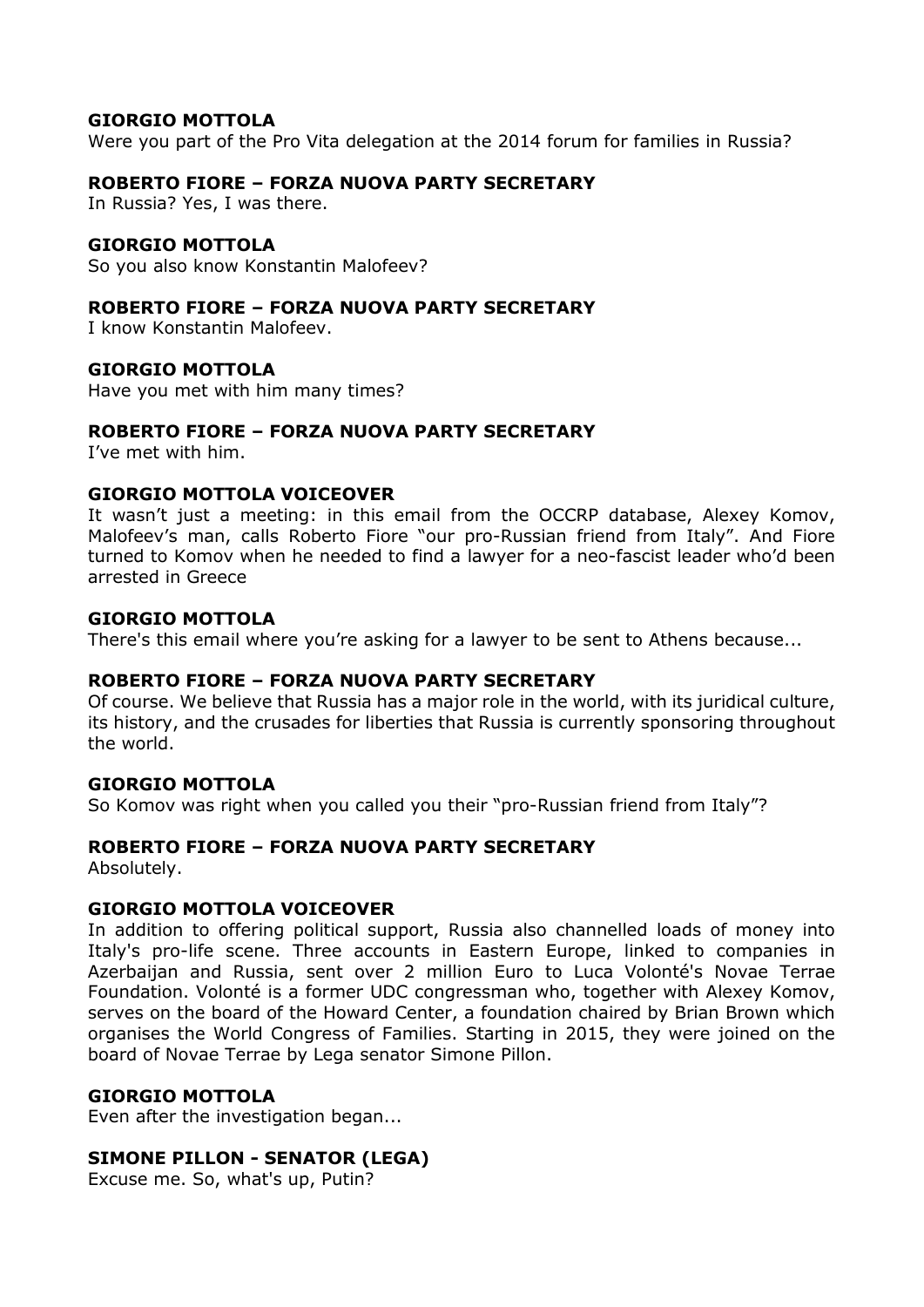**GIORGIO MOTTOLA**
Were you part of the Pro Vita delegation at the 2014 forum for families in Russia?

**ROBERTO FIORE – FORZA NUOVA PARTY SECRETARY**
In Russia? Yes, I was there.

**GIORGIO MOTTOLA**
So you also know Konstantin Malofeev?

**ROBERTO FIORE – FORZA NUOVA PARTY SECRETARY**
I know Konstantin Malofeev.

**GIORGIO MOTTOLA**
Have you met with him many times?

**ROBERTO FIORE – FORZA NUOVA PARTY SECRETARY**
I've met with him.

**GIORGIO MOTTOLA VOICEOVER**
It wasn't just a meeting: in this email from the OCCRP database, Alexey Komov, Malofeev's man, calls Roberto Fiore "our pro-Russian friend from Italy". And Fiore turned to Komov when he needed to find a lawyer for a neo-fascist leader who'd been arrested in Greece

**GIORGIO MOTTOLA**
There's this email where you're asking for a lawyer to be sent to Athens because...

**ROBERTO FIORE – FORZA NUOVA PARTY SECRETARY**
Of course. We believe that Russia has a major role in the world, with its juridical culture, its history, and the crusades for liberties that Russia is currently sponsoring throughout the world.

**GIORGIO MOTTOLA**
So Komov was right when you called you their "pro-Russian friend from Italy"?

**ROBERTO FIORE – FORZA NUOVA PARTY SECRETARY**
Absolutely.

**GIORGIO MOTTOLA VOICEOVER**
In addition to offering political support, Russia also channelled loads of money into Italy's pro-life scene. Three accounts in Eastern Europe, linked to companies in Azerbaijan and Russia, sent over 2 million Euro to Luca Volonté's Novae Terrae Foundation. Volonté is a former UDC congressman who, together with Alexey Komov, serves on the board of the Howard Center, a foundation chaired by Brian Brown which organises the World Congress of Families. Starting in 2015, they were joined on the board of Novae Terrae by Lega senator Simone Pillon.

**GIORGIO MOTTOLA**
Even after the investigation began...

**SIMONE PILLON - SENATOR (LEGA)**
Excuse me. So, what's up, Putin?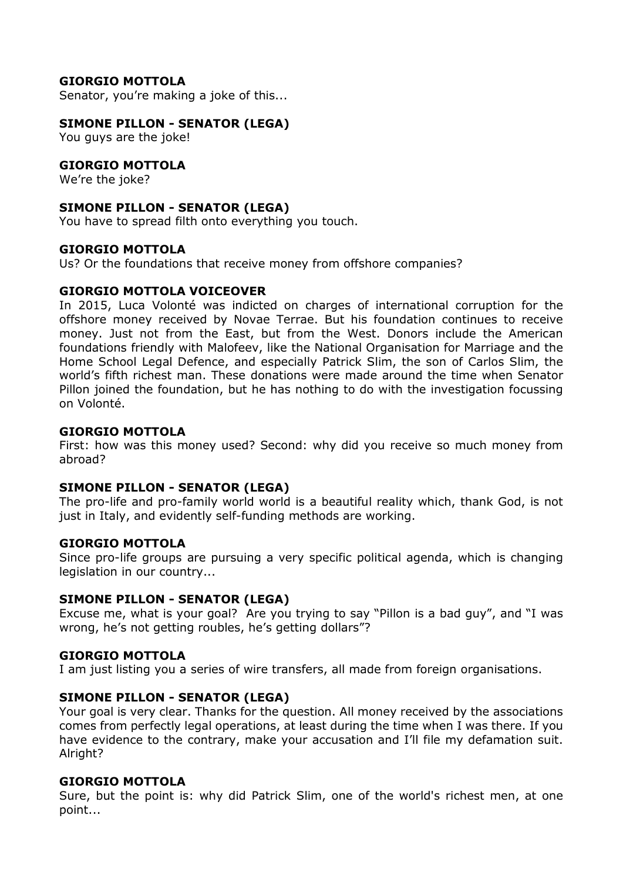**GIORGIO MOTTOLA**
Senator, you're making a joke of this...

**SIMONE PILLON - SENATOR (LEGA)**
You guys are the joke!

**GIORGIO MOTTOLA**
We're the joke?

**SIMONE PILLON - SENATOR (LEGA)**
You have to spread filth onto everything you touch.

**GIORGIO MOTTOLA**
Us? Or the foundations that receive money from offshore companies?

**GIORGIO MOTTOLA VOICEOVER**
In 2015, Luca Volonté was indicted on charges of international corruption for the offshore money received by Novae Terrae. But his foundation continues to receive money. Just not from the East, but from the West. Donors include the American foundations friendly with Malofeev, like the National Organisation for Marriage and the Home School Legal Defence, and especially Patrick Slim, the son of Carlos Slim, the world's fifth richest man. These donations were made around the time when Senator Pillon joined the foundation, but he has nothing to do with the investigation focussing on Volonté.

**GIORGIO MOTTOLA**
First: how was this money used? Second: why did you receive so much money from abroad?

**SIMONE PILLON - SENATOR (LEGA)**
The pro-life and pro-family world world is a beautiful reality which, thank God, is not just in Italy, and evidently self-funding methods are working.

**GIORGIO MOTTOLA**
Since pro-life groups are pursuing a very specific political agenda, which is changing legislation in our country...

**SIMONE PILLON - SENATOR (LEGA)**
Excuse me, what is your goal? Are you trying to say "Pillon is a bad guy", and "I was wrong, he's not getting roubles, he's getting dollars"?

**GIORGIO MOTTOLA**
I am just listing you a series of wire transfers, all made from foreign organisations.

**SIMONE PILLON - SENATOR (LEGA)**
Your goal is very clear. Thanks for the question. All money received by the associations comes from perfectly legal operations, at least during the time when I was there. If you have evidence to the contrary, make your accusation and I'll file my defamation suit. Alright?

**GIORGIO MOTTOLA**
Sure, but the point is: why did Patrick Slim, one of the world's richest men, at one point...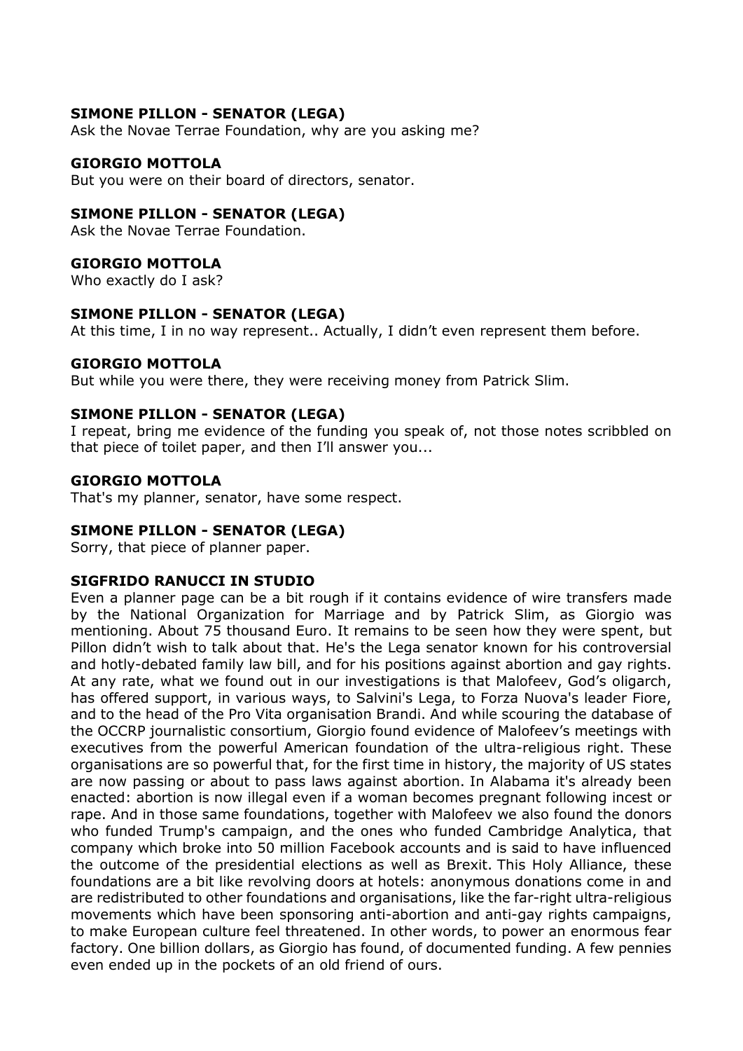**SIMONE PILLON - SENATOR (LEGA)**
Ask the Novae Terrae Foundation, why are you asking me?

**GIORGIO MOTTOLA**
But you were on their board of directors, senator.

**SIMONE PILLON - SENATOR (LEGA)**
Ask the Novae Terrae Foundation.

**GIORGIO MOTTOLA**
Who exactly do I ask?

**SIMONE PILLON - SENATOR (LEGA)**
At this time, I in no way represent.. Actually, I didn't even represent them before.

**GIORGIO MOTTOLA**
But while you were there, they were receiving money from Patrick Slim.

**SIMONE PILLON - SENATOR (LEGA)**
I repeat, bring me evidence of the funding you speak of, not those notes scribbled on that piece of toilet paper, and then I'll answer you...

**GIORGIO MOTTOLA**
That's my planner, senator, have some respect.

**SIMONE PILLON - SENATOR (LEGA)**
Sorry, that piece of planner paper.

**SIGFRIDO RANUCCI IN STUDIO**
Even a planner page can be a bit rough if it contains evidence of wire transfers made by the National Organization for Marriage and by Patrick Slim, as Giorgio was mentioning. About 75 thousand Euro. It remains to be seen how they were spent, but Pillon didn't wish to talk about that. He's the Lega senator known for his controversial and hotly-debated family law bill, and for his positions against abortion and gay rights. At any rate, what we found out in our investigations is that Malofeev, God's oligarch, has offered support, in various ways, to Salvini's Lega, to Forza Nuova's leader Fiore, and to the head of the Pro Vita organisation Brandi. And while scouring the database of the OCCRP journalistic consortium, Giorgio found evidence of Malofeev's meetings with executives from the powerful American foundation of the ultra-religious right. These organisations are so powerful that, for the first time in history, the majority of US states are now passing or about to pass laws against abortion. In Alabama it's already been enacted: abortion is now illegal even if a woman becomes pregnant following incest or rape. And in those same foundations, together with Malofeev we also found the donors who funded Trump's campaign, and the ones who funded Cambridge Analytica, that company which broke into 50 million Facebook accounts and is said to have influenced the outcome of the presidential elections as well as Brexit. This Holy Alliance, these foundations are a bit like revolving doors at hotels: anonymous donations come in and are redistributed to other foundations and organisations, like the far-right ultra-religious movements which have been sponsoring anti-abortion and anti-gay rights campaigns, to make European culture feel threatened. In other words, to power an enormous fear factory. One billion dollars, as Giorgio has found, of documented funding. A few pennies even ended up in the pockets of an old friend of ours.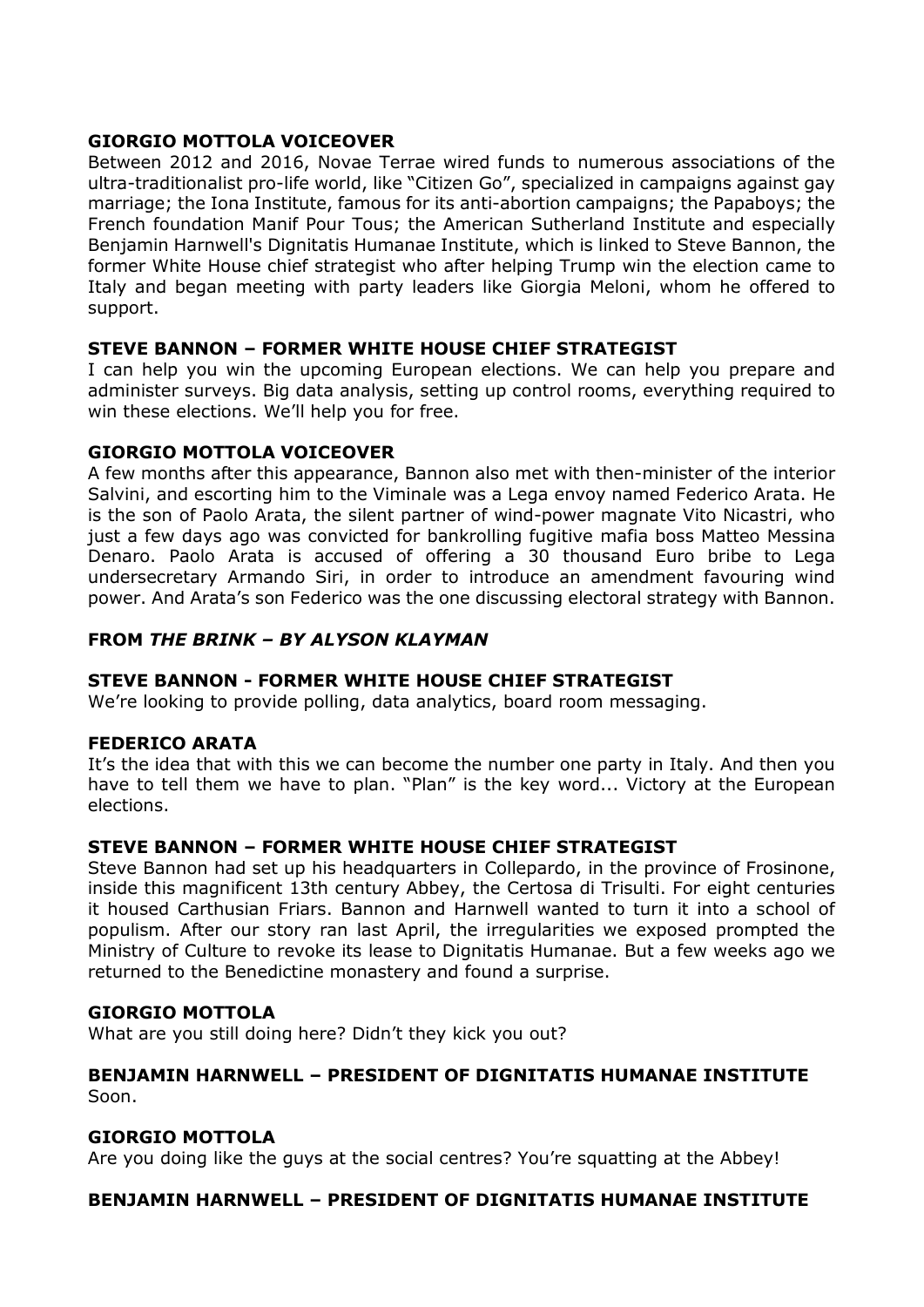**GIORGIO MOTTOLA VOICEOVER**
Between 2012 and 2016, Novae Terrae wired funds to numerous associations of the ultra-traditionalist pro-life world, like "Citizen Go", specialized in campaigns against gay marriage; the Iona Institute, famous for its anti-abortion campaigns; the Papaboys; the French foundation Manif Pour Tous; the American Sutherland Institute and especially Benjamin Harnwell's Dignitatis Humanae Institute, which is linked to Steve Bannon, the former White House chief strategist who after helping Trump win the election came to Italy and began meeting with party leaders like Giorgia Meloni, whom he offered to support.

**STEVE BANNON – FORMER WHITE HOUSE CHIEF STRATEGIST**
I can help you win the upcoming European elections. We can help you prepare and administer surveys. Big data analysis, setting up control rooms, everything required to win these elections. We'll help you for free.

**GIORGIO MOTTOLA VOICEOVER**
A few months after this appearance, Bannon also met with then-minister of the interior Salvini, and escorting him to the Viminale was a Lega envoy named Federico Arata. He is the son of Paolo Arata, the silent partner of wind-power magnate Vito Nicastri, who just a few days ago was convicted for bankrolling fugitive mafia boss Matteo Messina Denaro. Paolo Arata is accused of offering a 30 thousand Euro bribe to Lega undersecretary Armando Siri, in order to introduce an amendment favouring wind power. And Arata's son Federico was the one discussing electoral strategy with Bannon.

**FROM *THE BRINK* – BY ALYSON KLAYMAN**

**STEVE BANNON - FORMER WHITE HOUSE CHIEF STRATEGIST**
We're looking to provide polling, data analytics, board room messaging.

**FEDERICO ARATA**
It's the idea that with this we can become the number one party in Italy. And then you have to tell them we have to plan. "Plan" is the key word... Victory at the European elections.

**STEVE BANNON – FORMER WHITE HOUSE CHIEF STRATEGIST**
Steve Bannon had set up his headquarters in Collepardo, in the province of Frosinone, inside this magnificent 13th century Abbey, the Certosa di Trisulti. For eight centuries it housed Carthusian Friars. Bannon and Harnwell wanted to turn it into a school of populism. After our story ran last April, the irregularities we exposed prompted the Ministry of Culture to revoke its lease to Dignitatis Humanae. But a few weeks ago we returned to the Benedictine monastery and found a surprise.

**GIORGIO MOTTOLA**
What are you still doing here? Didn't they kick you out?

**BENJAMIN HARNWELL – PRESIDENT OF DIGNITATIS HUMANAE INSTITUTE**
Soon.

**GIORGIO MOTTOLA**
Are you doing like the guys at the social centres? You're squatting at the Abbey!

**BENJAMIN HARNWELL – PRESIDENT OF DIGNITATIS HUMANAE INSTITUTE**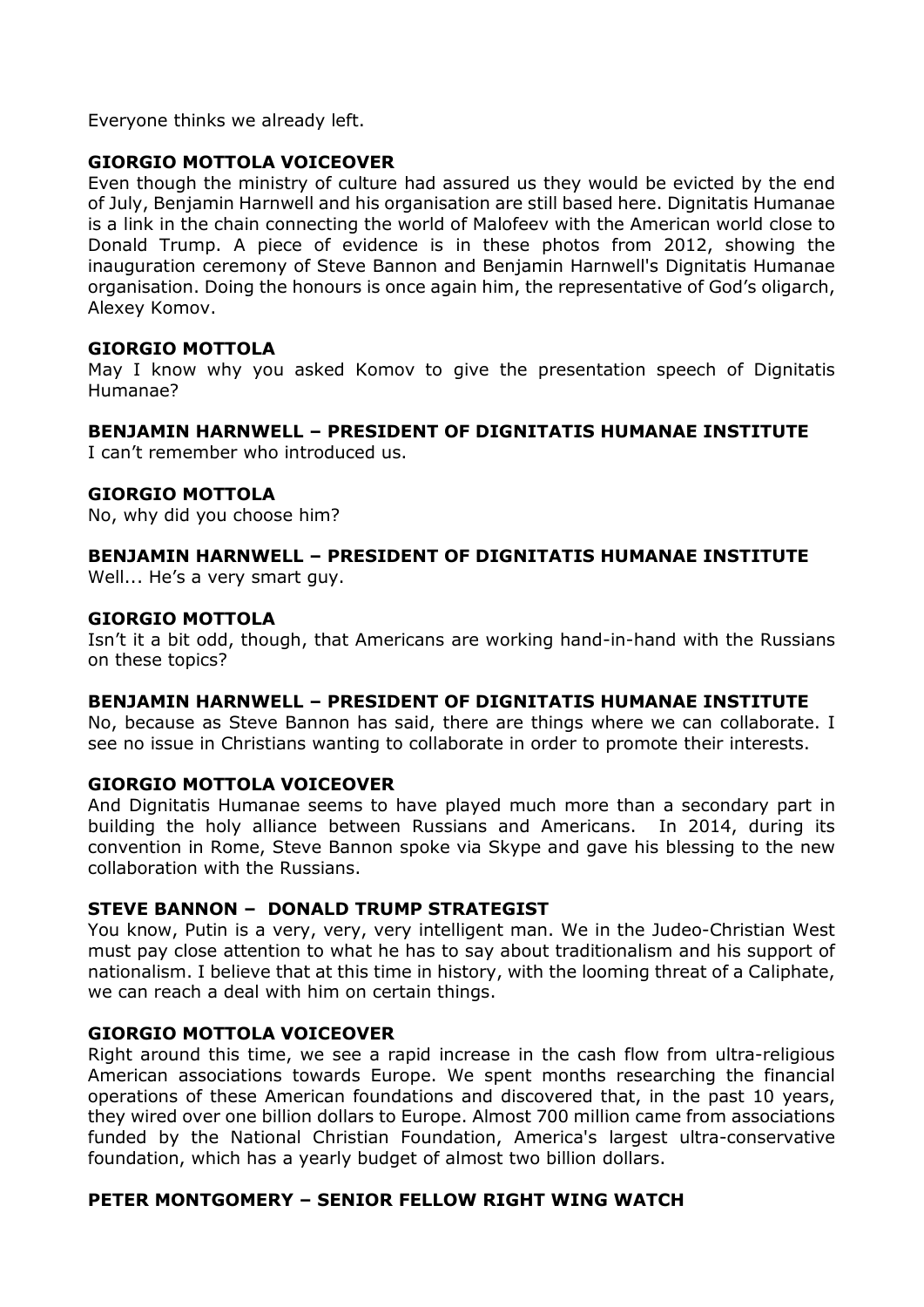Everyone thinks we already left.

**GIORGIO MOTTOLA VOICEOVER**
Even though the ministry of culture had assured us they would be evicted by the end of July, Benjamin Harnwell and his organisation are still based here. Dignitatis Humanae is a link in the chain connecting the world of Malofeev with the American world close to Donald Trump. A piece of evidence is in these photos from 2012, showing the inauguration ceremony of Steve Bannon and Benjamin Harnwell's Dignitatis Humanae organisation. Doing the honours is once again him, the representative of God's oligarch, Alexey Komov.

**GIORGIO MOTTOLA**
May I know why you asked Komov to give the presentation speech of Dignitatis Humanae?

**BENJAMIN HARNWELL – PRESIDENT OF DIGNITATIS HUMANAE INSTITUTE**
I can't remember who introduced us.

**GIORGIO MOTTOLA**
No, why did you choose him?

**BENJAMIN HARNWELL – PRESIDENT OF DIGNITATIS HUMANAE INSTITUTE**
Well... He's a very smart guy.

**GIORGIO MOTTOLA**
Isn't it a bit odd, though, that Americans are working hand-in-hand with the Russians on these topics?

**BENJAMIN HARNWELL – PRESIDENT OF DIGNITATIS HUMANAE INSTITUTE**
No, because as Steve Bannon has said, there are things where we can collaborate. I see no issue in Christians wanting to collaborate in order to promote their interests.

**GIORGIO MOTTOLA VOICEOVER**
And Dignitatis Humanae seems to have played much more than a secondary part in building the holy alliance between Russians and Americans. In 2014, during its convention in Rome, Steve Bannon spoke via Skype and gave his blessing to the new collaboration with the Russians.

**STEVE BANNON – DONALD TRUMP STRATEGIST**
You know, Putin is a very, very, very intelligent man. We in the Judeo-Christian West must pay close attention to what he has to say about traditionalism and his support of nationalism. I believe that at this time in history, with the looming threat of a Caliphate, we can reach a deal with him on certain things.

**GIORGIO MOTTOLA VOICEOVER**
Right around this time, we see a rapid increase in the cash flow from ultra-religious American associations towards Europe. We spent months researching the financial operations of these American foundations and discovered that, in the past 10 years, they wired over one billion dollars to Europe. Almost 700 million came from associations funded by the National Christian Foundation, America's largest ultra-conservative foundation, which has a yearly budget of almost two billion dollars.

**PETER MONTGOMERY – SENIOR FELLOW RIGHT WING WATCH**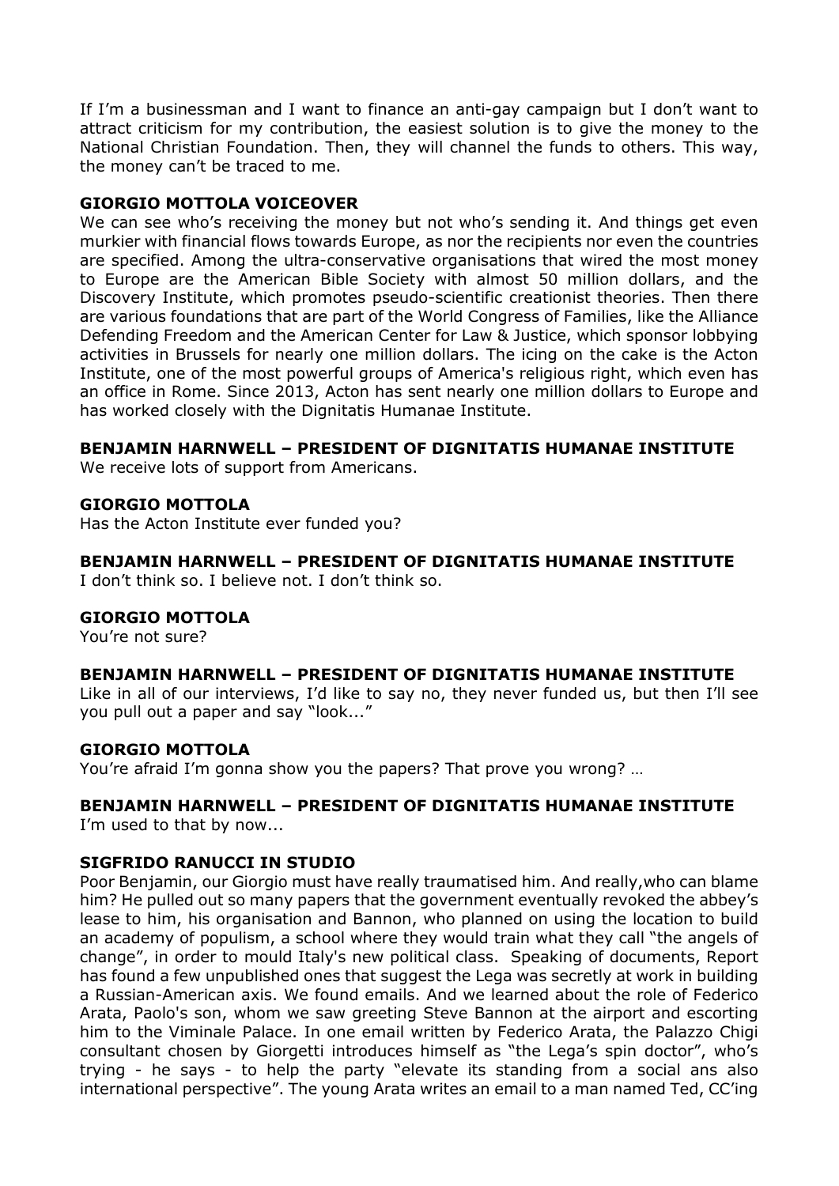If I'm a businessman and I want to finance an anti-gay campaign but I don't want to attract criticism for my contribution, the easiest solution is to give the money to the National Christian Foundation. Then, they will channel the funds to others. This way, the money can't be traced to me.

**GIORGIO MOTTOLA VOICEOVER**
We can see who's receiving the money but not who's sending it. And things get even murkier with financial flows towards Europe, as nor the recipients nor even the countries are specified. Among the ultra-conservative organisations that wired the most money to Europe are the American Bible Society with almost 50 million dollars, and the Discovery Institute, which promotes pseudo-scientific creationist theories. Then there are various foundations that are part of the World Congress of Families, like the Alliance Defending Freedom and the American Center for Law & Justice, which sponsor lobbying activities in Brussels for nearly one million dollars. The icing on the cake is the Acton Institute, one of the most powerful groups of America's religious right, which even has an office in Rome. Since 2013, Acton has sent nearly one million dollars to Europe and has worked closely with the Dignitatis Humanae Institute.

**BENJAMIN HARNWELL – PRESIDENT OF DIGNITATIS HUMANAE INSTITUTE**
We receive lots of support from Americans.

**GIORGIO MOTTOLA**
Has the Acton Institute ever funded you?

**BENJAMIN HARNWELL – PRESIDENT OF DIGNITATIS HUMANAE INSTITUTE**
I don't think so. I believe not. I don't think so.

**GIORGIO MOTTOLA**
You're not sure?

**BENJAMIN HARNWELL – PRESIDENT OF DIGNITATIS HUMANAE INSTITUTE**
Like in all of our interviews, I'd like to say no, they never funded us, but then I'll see you pull out a paper and say "look..."

**GIORGIO MOTTOLA**
You're afraid I'm gonna show you the papers? That prove you wrong? …

**BENJAMIN HARNWELL – PRESIDENT OF DIGNITATIS HUMANAE INSTITUTE**
I'm used to that by now...

**SIGFRIDO RANUCCI IN STUDIO**
Poor Benjamin, our Giorgio must have really traumatised him. And really,who can blame him? He pulled out so many papers that the government eventually revoked the abbey's lease to him, his organisation and Bannon, who planned on using the location to build an academy of populism, a school where they would train what they call "the angels of change", in order to mould Italy's new political class. Speaking of documents, Report has found a few unpublished ones that suggest the Lega was secretly at work in building a Russian-American axis. We found emails. And we learned about the role of Federico Arata, Paolo's son, whom we saw greeting Steve Bannon at the airport and escorting him to the Viminale Palace. In one email written by Federico Arata, the Palazzo Chigi consultant chosen by Giorgetti introduces himself as "the Lega's spin doctor", who's trying - he says - to help the party "elevate its standing from a social ans also international perspective". The young Arata writes an email to a man named Ted, CC'ing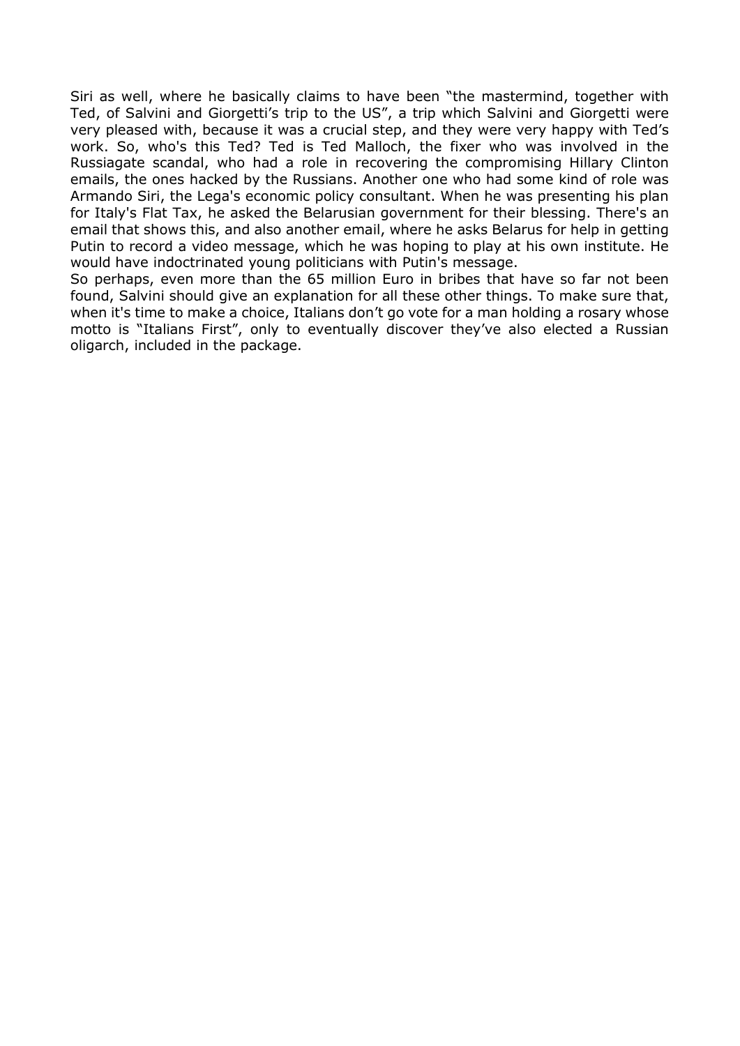Siri as well, where he basically claims to have been "the mastermind, together with Ted, of Salvini and Giorgetti's trip to the US", a trip which Salvini and Giorgetti were very pleased with, because it was a crucial step, and they were very happy with Ted's work. So, who's this Ted? Ted is Ted Malloch, the fixer who was involved in the Russiagate scandal, who had a role in recovering the compromising Hillary Clinton emails, the ones hacked by the Russians. Another one who had some kind of role was Armando Siri, the Lega's economic policy consultant. When he was presenting his plan for Italy's Flat Tax, he asked the Belarusian government for their blessing. There's an email that shows this, and also another email, where he asks Belarus for help in getting Putin to record a video message, which he was hoping to play at his own institute. He would have indoctrinated young politicians with Putin's message.

So perhaps, even more than the 65 million Euro in bribes that have so far not been found, Salvini should give an explanation for all these other things. To make sure that, when it's time to make a choice, Italians don't go vote for a man holding a rosary whose motto is "Italians First", only to eventually discover they've also elected a Russian oligarch, included in the package.